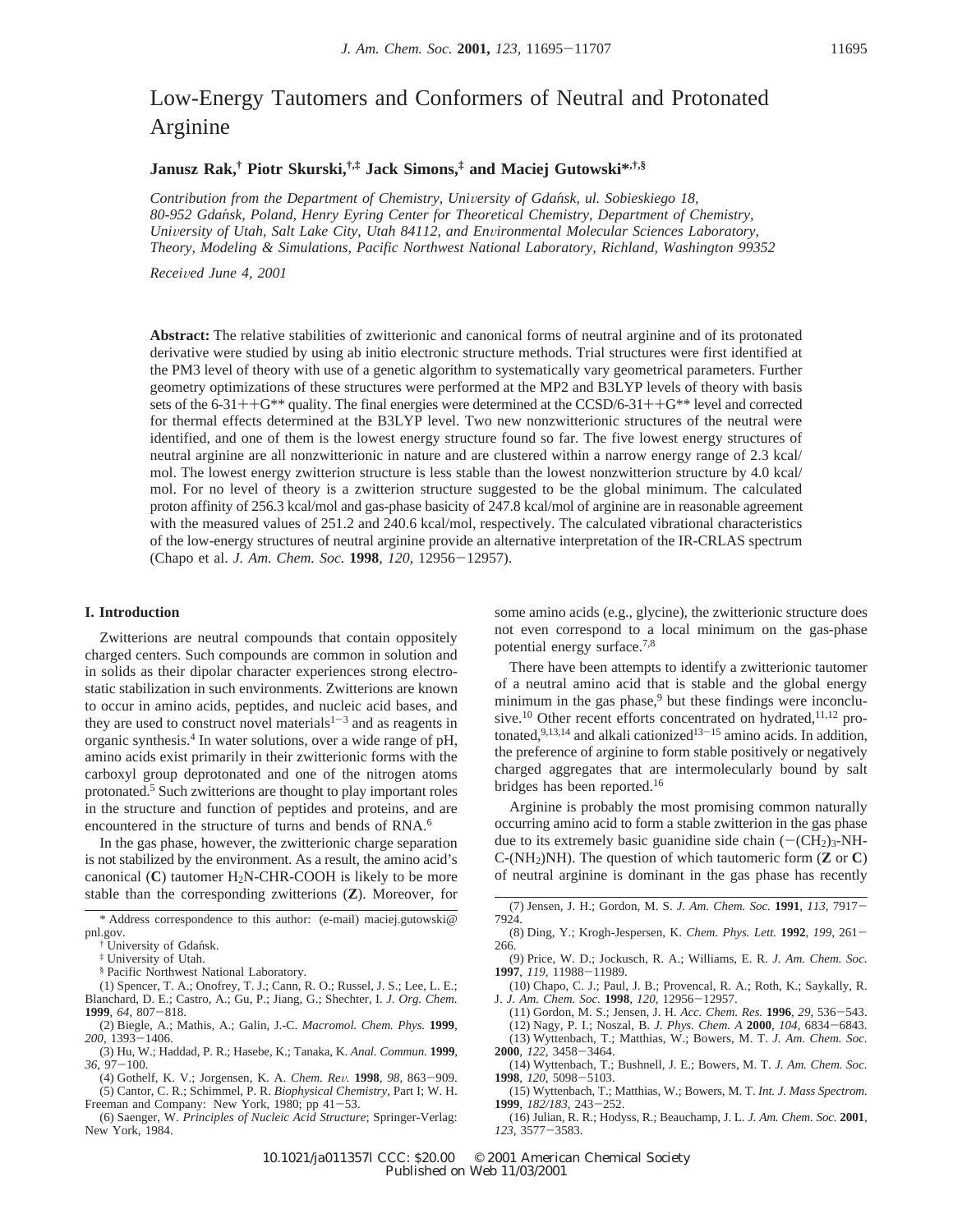# Low-Energy Tautomers and Conformers of Neutral and Protonated Arginine

**Janusz Rak,[†] Piotr Skurski,[†,‡] Jack Simons,[‡] and Maciej Gutowski*,[†,§]**

*Contribution from the Department of Chemistry, University of Gdańsk, ul. Sobieskiego 18, 80-952 Gdańsk, Poland, Henry Eyring Center for Theoretical Chemistry, Department of Chemistry, University of Utah, Salt Lake City, Utah 84112, and Environmental Molecular Sciences Laboratory, Theory, Modeling & Simulations, Pacific Northwest National Laboratory, Richland, Washington 99352*

*Received June 4, 2001*

**Abstract:** The relative stabilities of zwitterionic and canonical forms of neutral arginine and of its protonated derivative were studied by using ab initio electronic structure methods. Trial structures were first identified at the PM3 level of theory with use of a genetic algorithm to systematically vary geometrical parameters. Further geometry optimizations of these structures were performed at the MP2 and B3LYP levels of theory with basis sets of the 6-31++G** quality. The final energies were determined at the CCSD/6-31++G** level and corrected for thermal effects determined at the B3LYP level. Two new nonzwitterionic structures of the neutral were identified, and one of them is the lowest energy structure found so far. The five lowest energy structures of neutral arginine are all nonzwitterionic in nature and are clustered within a narrow energy range of 2.3 kcal/mol. The lowest energy zwitterion structure is less stable than the lowest nonzwitterion structure by 4.0 kcal/mol. For no level of theory is a zwitterion structure suggested to be the global minimum. The calculated proton affinity of 256.3 kcal/mol and gas-phase basicity of 247.8 kcal/mol of arginine are in reasonable agreement with the measured values of 251.2 and 240.6 kcal/mol, respectively. The calculated vibrational characteristics of the low-energy structures of neutral arginine provide an alternative interpretation of the IR-CRLAS spectrum (Chapo et al. *J. Am. Chem. Soc.* **1998**, *120*, 12956–12957).

## I. Introduction

Zwitterions are neutral compounds that contain oppositely charged centers. Such compounds are common in solution and in solids as their dipolar character experiences strong electrostatic stabilization in such environments. Zwitterions are known to occur in amino acids, peptides, and nucleic acid bases, and they are used to construct novel materials[1–3] and as reagents in organic synthesis.[4] In water solutions, over a wide range of pH, amino acids exist primarily in their zwitterionic forms with the carboxyl group deprotonated and one of the nitrogen atoms protonated.[5] Such zwitterions are thought to play important roles in the structure and function of peptides and proteins, and are encountered in the structure of turns and bends of RNA.[6]

In the gas phase, however, the zwitterionic charge separation is not stabilized by the environment. As a result, the amino acid's canonical (**C**) tautomer $H_2N$-CHR-COOH is likely to be more stable than the corresponding zwitterions (**Z**). Moreover, for some amino acids (e.g., glycine), the zwitterionic structure does not even correspond to a local minimum on the gas-phase potential energy surface.[7,8]

There have been attempts to identify a zwitterionic tautomer of a neutral amino acid that is stable and the global energy minimum in the gas phase,[9] but these findings were inconclusive.[10] Other recent efforts concentrated on hydrated,[11,12] protonated,[9,13,14] and alkali cationized[13–15] amino acids. In addition, the preference of arginine to form stable positively or negatively charged aggregates that are intermolecularly bound by salt bridges has been reported.[16]

Arginine is probably the most promising common naturally occurring amino acid to form a stable zwitterion in the gas phase due to its extremely basic guanidine side chain ($-(CH_2)_3$-NH-C-$(NH_2)$NH). The question of which tautomeric form (**Z** or **C**) of neutral arginine is dominant in the gas phase has recently

---

\* Address correspondence to this author: (e-mail) maciej.gutowski@pnl.gov.

† University of Gdańsk.

‡ University of Utah.

§ Pacific Northwest National Laboratory.

(1) Spencer, T. A.; Onofrey, T. J.; Cann, R. O.; Russel, J. S.; Lee, L. E.; Blanchard, D. E.; Castro, A.; Gu, P.; Jiang, G.; Shechter, I. *J. Org. Chem.* **1999**, *64*, 807–818.

(2) Biegle, A.; Mathis, A.; Galin, J.-C. *Macromol. Chem. Phys.* **1999**, *200*, 1393–1406.

(3) Hu, W.; Haddad, P. R.; Hasebe, K.; Tanaka, K. *Anal. Commun.* **1999**, *36*, 97–100.

(4) Gothelf, K. V.; Jorgensen, K. A. *Chem. Rev.* **1998**, *98*, 863–909.

(5) Cantor, C. R.; Schimmel, P. R. *Biophysical Chemistry*, Part I; W. H. Freeman and Company: New York, 1980; pp 41–53.

(6) Saenger, W. *Principles of Nucleic Acid Structure*; Springer-Verlag: New York, 1984.

(7) Jensen, J. H.; Gordon, M. S. *J. Am. Chem. Soc.* **1991**, *113*, 7917–7924.

(8) Ding, Y.; Krogh-Jespersen, K. *Chem. Phys. Lett.* **1992**, *199*, 261–266.

(9) Price, W. D.; Jockusch, R. A.; Williams, E. R. *J. Am. Chem. Soc.* **1997**, *119*, 11988–11989.

(10) Chapo, C. J.; Paul, J. B.; Provencal, R. A.; Roth, K.; Saykally, R. J. *J. Am. Chem. Soc.* **1998**, *120*, 12956–12957.

(11) Gordon, M. S.; Jensen, J. H. *Acc. Chem. Res.* **1996**, *29*, 536–543.

(12) Nagy, P. I.; Noszal, B. *J. Phys. Chem. A* **2000**, *104*, 6834–6843.

(13) Wyttenbach, T.; Matthias, W.; Bowers, M. T. *J. Am. Chem. Soc.* **2000**, *122*, 3458–3464.

(14) Wyttenbach, T.; Bushnell, J. E.; Bowers, M. T. *J. Am. Chem. Soc.* **1998**, *120*, 5098–5103.

(15) Wyttenbach, T.; Matthias, W.; Bowers, M. T. *Int. J. Mass Spectrom.* **1999**, *182/183*, 243–252.

(16) Julian, R. R.; Hodyss, R.; Beauchamp, J. L. *J. Am. Chem. Soc.* **2001**, *123*, 3577–3583.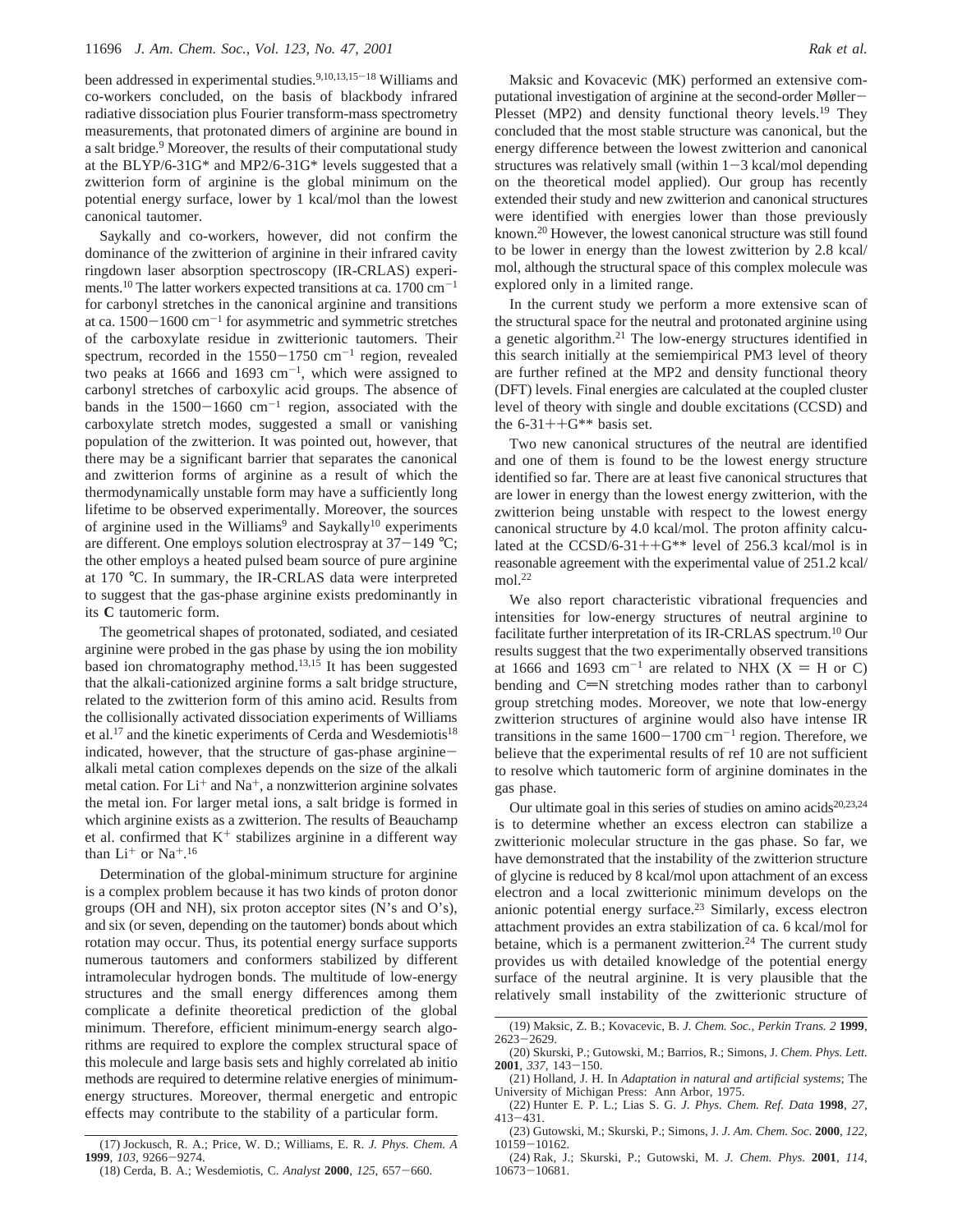been addressed in experimental studies.[9,10,13,15−18] Williams and co-workers concluded, on the basis of blackbody infrared radiative dissociation plus Fourier transform-mass spectrometry measurements, that protonated dimers of arginine are bound in a salt bridge.[9] Moreover, the results of their computational study at the BLYP/6-31G* and MP2/6-31G* levels suggested that a zwitterion form of arginine is the global minimum on the potential energy surface, lower by 1 kcal/mol than the lowest canonical tautomer.

Saykally and co-workers, however, did not confirm the dominance of the zwitterion of arginine in their infrared cavity ringdown laser absorption spectroscopy (IR-CRLAS) experiments.[10] The latter workers expected transitions at ca. 1700 $cm^{-1}$ for carbonyl stretches in the canonical arginine and transitions at ca. 1500−1600 $cm^{-1}$ for asymmetric and symmetric stretches of the carboxylate residue in zwitterionic tautomers. Their spectrum, recorded in the 1550−1750 $cm^{-1}$ region, revealed two peaks at 1666 and 1693 $cm^{-1}$, which were assigned to carbonyl stretches of carboxylic acid groups. The absence of bands in the 1500−1660 $cm^{-1}$ region, associated with the carboxylate stretch modes, suggested a small or vanishing population of the zwitterion. It was pointed out, however, that there may be a significant barrier that separates the canonical and zwitterion forms of arginine as a result of which the thermodynamically unstable form may have a sufficiently long lifetime to be observed experimentally. Moreover, the sources of arginine used in the Williams[9] and Saykally[10] experiments are different. One employs solution electrospray at 37−149 °C; the other employs a heated pulsed beam source of pure arginine at 170 °C. In summary, the IR-CRLAS data were interpreted to suggest that the gas-phase arginine exists predominantly in its **C** tautomeric form.

The geometrical shapes of protonated, sodiated, and cesiated arginine were probed in the gas phase by using the ion mobility based ion chromatography method.[13,15] It has been suggested that the alkali-cationized arginine forms a salt bridge structure, related to the zwitterion form of this amino acid. Results from the collisionally activated dissociation experiments of Williams et al.[17] and the kinetic experiments of Cerda and Wesdemiotis[18] indicated, however, that the structure of gas-phase arginine−alkali metal cation complexes depends on the size of the alkali metal cation. For $Li^+$ and $Na^+$, a nonzwitterion arginine solvates the metal ion. For larger metal ions, a salt bridge is formed in which arginine exists as a zwitterion. The results of Beauchamp et al. confirmed that $K^+$ stabilizes arginine in a different way than $Li^+$ or $Na^+$.[16]

Determination of the global-minimum structure for arginine is a complex problem because it has two kinds of proton donor groups (OH and NH), six proton acceptor sites (N's and O's), and six (or seven, depending on the tautomer) bonds about which rotation may occur. Thus, its potential energy surface supports numerous tautomers and conformers stabilized by different intramolecular hydrogen bonds. The multitude of low-energy structures and the small energy differences among them complicate a definite theoretical prediction of the global minimum. Therefore, efficient minimum-energy search algorithms are required to explore the complex structural space of this molecule and large basis sets and highly correlated ab initio methods are required to determine relative energies of minimum-energy structures. Moreover, thermal energetic and entropic effects may contribute to the stability of a particular form.

Maksic and Kovacevic (MK) performed an extensive computational investigation of arginine at the second-order Møller−Plesset (MP2) and density functional theory levels.[19] They concluded that the most stable structure was canonical, but the energy difference between the lowest zwitterion and canonical structures was relatively small (within 1−3 kcal/mol depending on the theoretical model applied). Our group has recently extended their study and new zwitterion and canonical structures were identified with energies lower than those previously known.[20] However, the lowest canonical structure was still found to be lower in energy than the lowest zwitterion by 2.8 kcal/mol, although the structural space of this complex molecule was explored only in a limited range.

In the current study we perform a more extensive scan of the structural space for the neutral and protonated arginine using a genetic algorithm.[21] The low-energy structures identified in this search initially at the semiempirical PM3 level of theory are further refined at the MP2 and density functional theory (DFT) levels. Final energies are calculated at the coupled cluster level of theory with single and double excitations (CCSD) and the 6-31++G** basis set.

Two new canonical structures of the neutral are identified and one of them is found to be the lowest energy structure identified so far. There are at least five canonical structures that are lower in energy than the lowest energy zwitterion, with the zwitterion being unstable with respect to the lowest energy canonical structure by 4.0 kcal/mol. The proton affinity calculated at the CCSD/6-31++G** level of 256.3 kcal/mol is in reasonable agreement with the experimental value of 251.2 kcal/mol.[22]

We also report characteristic vibrational frequencies and intensities for low-energy structures of neutral arginine to facilitate further interpretation of its IR-CRLAS spectrum.[10] Our results suggest that the two experimentally observed transitions at 1666 and 1693 $cm^{-1}$ are related to NHX (X = H or C) bending and C=N stretching modes rather than to carbonyl group stretching modes. Moreover, we note that low-energy zwitterion structures of arginine would also have intense IR transitions in the same 1600−1700 $cm^{-1}$ region. Therefore, we believe that the experimental results of ref 10 are not sufficient to resolve which tautomeric form of arginine dominates in the gas phase.

Our ultimate goal in this series of studies on amino acids[20,23,24] is to determine whether an excess electron can stabilize a zwitterionic molecular structure in the gas phase. So far, we have demonstrated that the instability of the zwitterion structure of glycine is reduced by 8 kcal/mol upon attachment of an excess electron and a local zwitterionic minimum develops on the anionic potential energy surface.[23] Similarly, excess electron attachment provides an extra stabilization of ca. 6 kcal/mol for betaine, which is a permanent zwitterion.[24] The current study provides us with detailed knowledge of the potential energy surface of the neutral arginine. It is very plausible that the relatively small instability of the zwitterionic structure of

(17) Jockusch, R. A.; Price, W. D.; Williams, E. R. *J. Phys. Chem. A* **1999**, *103*, 9266−9274.

(18) Cerda, B. A.; Wesdemiotis, C. *Analyst* **2000**, *125*, 657−660.

(19) Maksic, Z. B.; Kovacevic, B. *J. Chem. Soc., Perkin Trans. 2* **1999**, 2623−2629.

(20) Skurski, P.; Gutowski, M.; Barrios, R.; Simons, J. *Chem. Phys. Lett.* **2001**, *337*, 143−150.

(21) Holland, J. H. In *Adaptation in natural and artificial systems*; The University of Michigan Press: Ann Arbor, 1975.

(22) Hunter E. P. L.; Lias S. G. *J. Phys. Chem. Ref. Data* **1998**, *27*, 413−431.

(23) Gutowski, M.; Skurski, P.; Simons, J. *J. Am. Chem. Soc.* **2000**, *122*, 10159−10162.

(24) Rak, J.; Skurski, P.; Gutowski, M. *J. Chem. Phys.* **2001**, *114*, 10673−10681.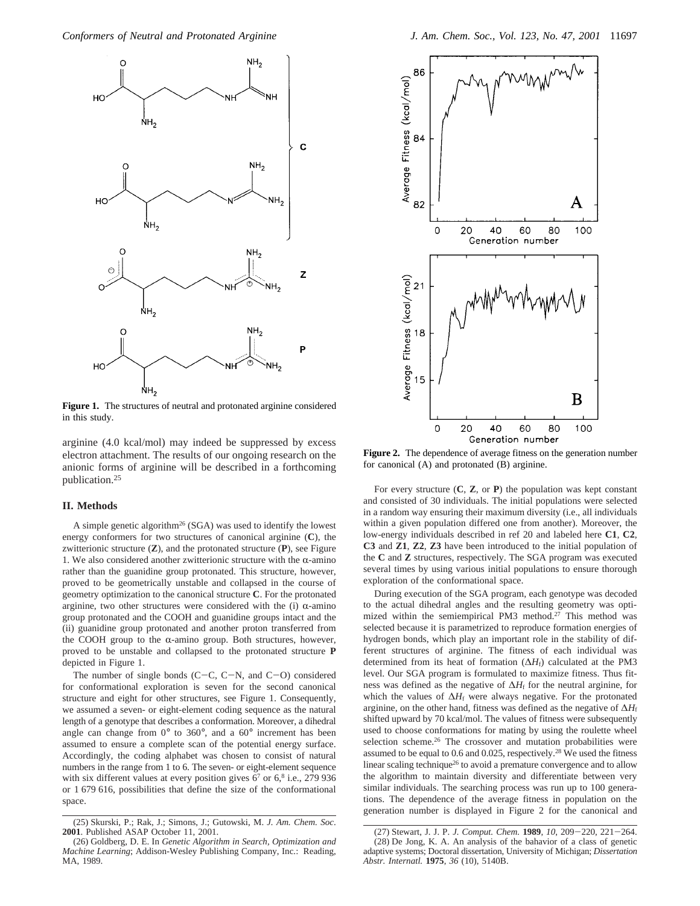**Figure 1.** The structures of neutral and protonated arginine considered in this study.

arginine (4.0 kcal/mol) may indeed be suppressed by excess electron attachment. The results of our ongoing research on the anionic forms of arginine will be described in a forthcoming publication.[25]

## II. Methods

A simple genetic algorithm[26] (SGA) was used to identify the lowest energy conformers for two structures of canonical arginine (**C**), the zwitterionic structure (**Z**), and the protonated structure (**P**), see Figure 1. We also considered another zwitterionic structure with the α-amino rather than the guanidine group protonated. This structure, however, proved to be geometrically unstable and collapsed in the course of geometry optimization to the canonical structure **C**. For the protonated arginine, two other structures were considered with the (i) α-amino group protonated and the COOH and guanidine groups intact and the (ii) guanidine group protonated and another proton transferred from the COOH group to the α-amino group. Both structures, however, proved to be unstable and collapsed to the protonated structure **P** depicted in Figure 1.

The number of single bonds (C−C, C−N, and C−O) considered for conformational exploration is seven for the second canonical structure and eight for other structures, see Figure 1. Consequently, we assumed a seven- or eight-element coding sequence as the natural length of a genotype that describes a conformation. Moreover, a dihedral angle can change from 0° to 360°, and a 60° increment has been assumed to ensure a complete scan of the potential energy surface. Accordingly, the coding alphabet was chosen to consist of natural numbers in the range from 1 to 6. The seven- or eight-element sequence with six different values at every position gives $6^7$ or $6^8$, i.e., 279 936 or 1 679 616, possibilities that define the size of the conformational space.

**Figure 2.** The dependence of average fitness on the generation number for canonical (A) and protonated (B) arginine.

For every structure (**C**, **Z**, or **P**) the population was kept constant and consisted of 30 individuals. The initial populations were selected in a random way ensuring their maximum diversity (i.e., all individuals within a given population differed one from another). Moreover, the low-energy individuals described in ref 20 and labeled here **C1**, **C2**, **C3** and **Z1**, **Z2**, **Z3** have been introduced to the initial population of the **C** and **Z** structures, respectively. The SGA program was executed several times by using various initial populations to ensure thorough exploration of the conformational space.

During execution of the SGA program, each genotype was decoded to the actual dihedral angles and the resulting geometry was optimized within the semiempirical PM3 method.[27] This method was selected because it is parametrized to reproduce formation energies of hydrogen bonds, which play an important role in the stability of different structures of arginine. The fitness of each individual was determined from its heat of formation ($\Delta H_f$) calculated at the PM3 level. Our SGA program is formulated to maximize fitness. Thus fitness was defined as the negative of $\Delta H_f$ for the neutral arginine, for which the values of $\Delta H_f$ were always negative. For the protonated arginine, on the other hand, fitness was defined as the negative of $\Delta H_f$ shifted upward by 70 kcal/mol. The values of fitness were subsequently used to choose conformations for mating by using the roulette wheel selection scheme.[26] The crossover and mutation probabilities were assumed to be equal to 0.6 and 0.025, respectively.[28] We used the fitness linear scaling technique[26] to avoid a premature convergence and to allow the algorithm to maintain diversity and differentiate between very similar individuals. The searching process was run up to 100 generations. The dependence of the average fitness in population on the generation number is displayed in Figure 2 for the canonical and

(25) Skurski, P.; Rak, J.; Simons, J.; Gutowski, M. *J. Am. Chem. Soc.* **2001**. Published ASAP October 11, 2001.

(26) Goldberg, D. E. In *Genetic Algorithm in Search, Optimization and Machine Learning*; Addison-Wesley Publishing Company, Inc.: Reading, MA, 1989.

(27) Stewart, J. J. P. *J. Comput. Chem.* **1989**, *10*, 209−220, 221−264.

(28) De Jong, K. A. An analysis of the bahavior of a class of genetic adaptive systems; Doctoral dissertation, University of Michigan; *Dissertation Abstr. Internatl.* **1975**, *36* (10), 5140B.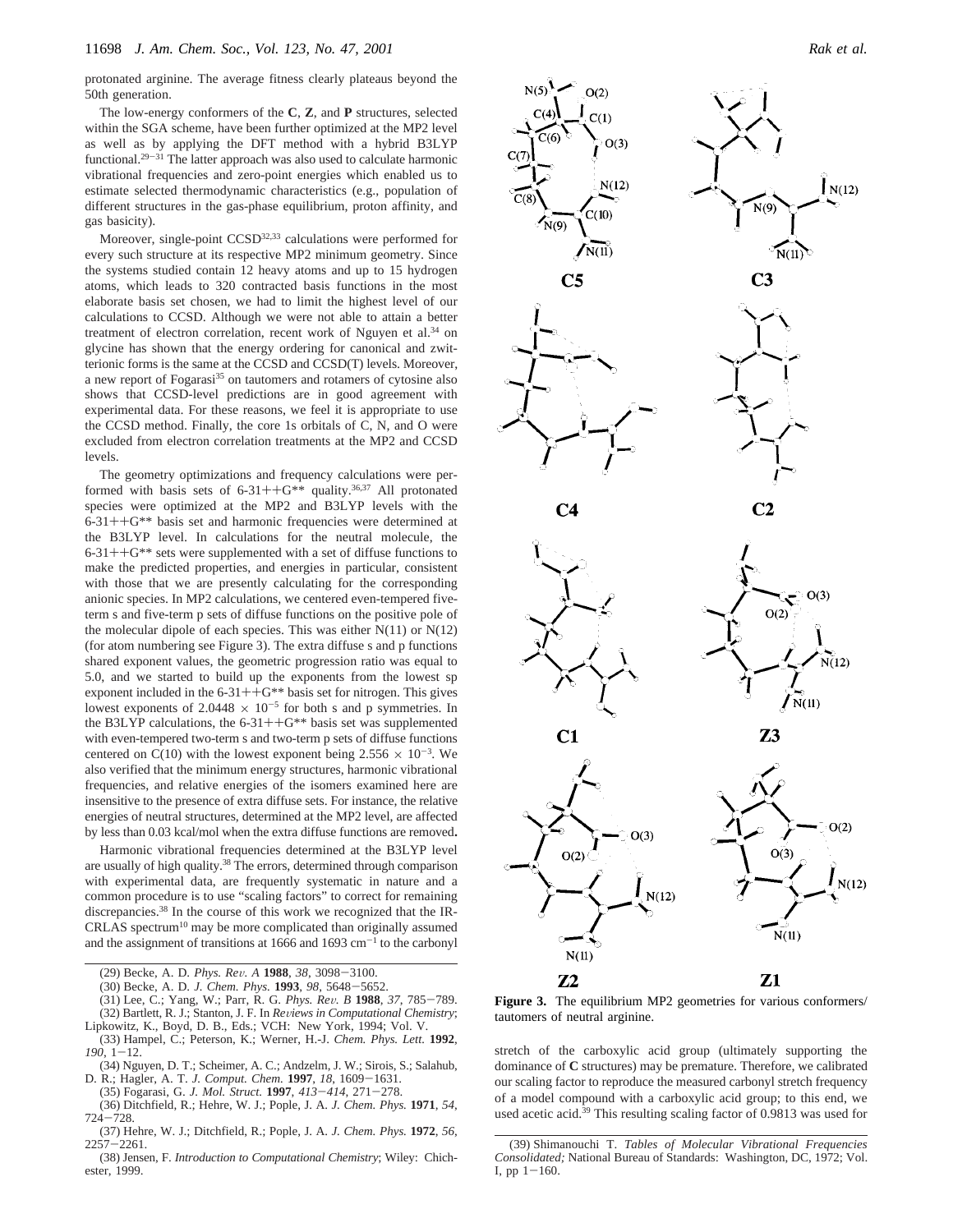protonated arginine. The average fitness clearly plateaus beyond the 50th generation.

The low-energy conformers of the **C**, **Z**, and **P** structures, selected within the SGA scheme, have been further optimized at the MP2 level as well as by applying the DFT method with a hybrid B3LYP functional.[29–31] The latter approach was also used to calculate harmonic vibrational frequencies and zero-point energies which enabled us to estimate selected thermodynamic characteristics (e.g., population of different structures in the gas-phase equilibrium, proton affinity, and gas basicity).

Moreover, single-point CCSD[32,33] calculations were performed for every such structure at its respective MP2 minimum geometry. Since the systems studied contain 12 heavy atoms and up to 15 hydrogen atoms, which leads to 320 contracted basis functions in the most elaborate basis set chosen, we had to limit the highest level of our calculations to CCSD. Although we were not able to attain a better treatment of electron correlation, recent work of Nguyen et al.[34] on glycine has shown that the energy ordering for canonical and zwitterionic forms is the same at the CCSD and CCSD(T) levels. Moreover, a new report of Fogarasi[35] on tautomers and rotamers of cytosine also shows that CCSD-level predictions are in good agreement with experimental data. For these reasons, we feel it is appropriate to use the CCSD method. Finally, the core 1s orbitals of C, N, and O were excluded from electron correlation treatments at the MP2 and CCSD levels.

The geometry optimizations and frequency calculations were performed with basis sets of 6-31++G** quality.[36,37] All protonated species were optimized at the MP2 and B3LYP levels with the 6-31++G** basis set and harmonic frequencies were determined at the B3LYP level. In calculations for the neutral molecule, the 6-31++G** sets were supplemented with a set of diffuse functions to make the predicted properties, and energies in particular, consistent with those that we are presently calculating for the corresponding anionic species. In MP2 calculations, we centered even-tempered five-term s and five-term p sets of diffuse functions on the positive pole of the molecular dipole of each species. This was either N(11) or N(12) (for atom numbering see Figure 3). The extra diffuse s and p functions shared exponent values, the geometric progression ratio was equal to 5.0, and we started to build up the exponents from the lowest sp exponent included in the 6-31++G** basis set for nitrogen. This gives lowest exponents of $2.0448 \times 10^{-5}$ for both s and p symmetries. In the B3LYP calculations, the 6-31++G** basis set was supplemented with even-tempered two-term s and two-term p sets of diffuse functions centered on C(10) with the lowest exponent being $2.556 \times 10^{-3}$. We also verified that the minimum energy structures, harmonic vibrational frequencies, and relative energies of the isomers examined here are insensitive to the presence of extra diffuse sets. For instance, the relative energies of neutral structures, determined at the MP2 level, are affected by less than 0.03 kcal/mol when the extra diffuse functions are removed**.**

Harmonic vibrational frequencies determined at the B3LYP level are usually of high quality.[38] The errors, determined through comparison with experimental data, are frequently systematic in nature and a common procedure is to use "scaling factors" to correct for remaining discrepancies.[38] In the course of this work we recognized that the IR-CRLAS spectrum[10] may be more complicated than originally assumed and the assignment of transitions at 1666 and 1693 cm$^{-1}$ to the carbonyl stretch of the carboxylic acid group (ultimately supporting the dominance of **C** structures) may be premature. Therefore, we calibrated our scaling factor to reproduce the measured carbonyl stretch frequency of a model compound with a carboxylic acid group; to this end, we used acetic acid.[39] This resulting scaling factor of 0.9813 was used for

**Figure 3.** The equilibrium MP2 geometries for various conformers/tautomers of neutral arginine.

(29) Becke, A. D. *Phys. Rev. A* **1988**, *38*, 3098–3100.
(30) Becke, A. D. *J. Chem. Phys.* **1993**, *98*, 5648–5652.
(31) Lee, C.; Yang, W.; Parr, R. G. *Phys. Rev. B* **1988**, *37*, 785–789.
(32) Bartlett, R. J.; Stanton, J. F. In *Reviews in Computational Chemistry*; Lipkowitz, K., Boyd, D. B., Eds.; VCH: New York, 1994; Vol. V.
(33) Hampel, C.; Peterson, K.; Werner, H.-J. *Chem. Phys. Lett.* **1992**, *190*, 1–12.
(34) Nguyen, D. T.; Scheimer, A. C.; Andzelm, J. W.; Sirois, S.; Salahub, D. R.; Hagler, A. T. *J. Comput. Chem.* **1997**, *18*, 1609–1631.
(35) Fogarasi, G. *J. Mol. Struct.* **1997**, *413–414*, 271–278.
(36) Ditchfield, R.; Hehre, W. J.; Pople, J. A. *J. Chem. Phys.* **1971**, *54*, 724–728.
(37) Hehre, W. J.; Ditchfield, R.; Pople, J. A. *J. Chem. Phys.* **1972**, *56*, 2257–2261.
(38) Jensen, F. *Introduction to Computational Chemistry*; Wiley: Chichester, 1999.
(39) Shimanouchi T. *Tables of Molecular Vibrational Frequencies Consolidated;* National Bureau of Standards: Washington, DC, 1972; Vol. I, pp 1–160.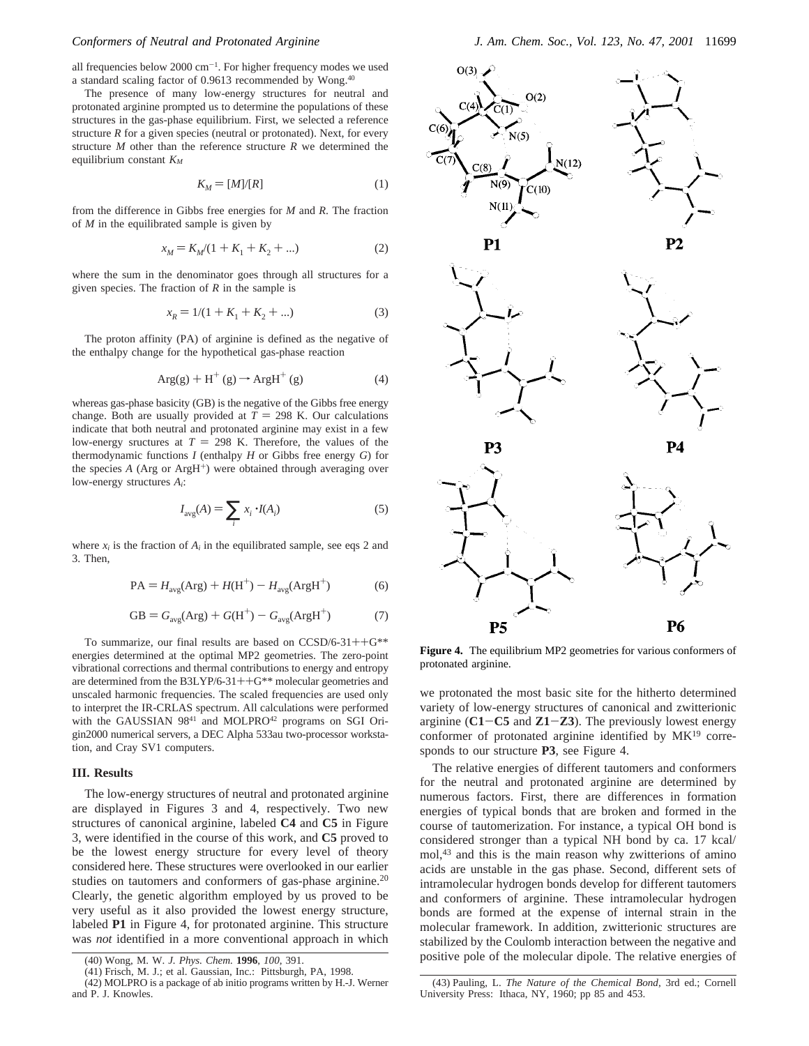all frequencies below 2000 cm$^{-1}$. For higher frequency modes we used a standard scaling factor of 0.9613 recommended by Wong.[40]

The presence of many low-energy structures for neutral and protonated arginine prompted us to determine the populations of these structures in the gas-phase equilibrium. First, we selected a reference structure $R$ for a given species (neutral or protonated). Next, for every structure $M$ other than the reference structure $R$ we determined the equilibrium constant $K_M$

$$K_M = [M]/[R] \tag{1}$$

from the difference in Gibbs free energies for $M$ and $R$. The fraction of $M$ in the equilibrated sample is given by

$$x_M = K_M/(1 + K_1 + K_2 + ...) \tag{2}$$

where the sum in the denominator goes through all structures for a given species. The fraction of $R$ in the sample is

$$x_R = 1/(1 + K_1 + K_2 + ...) \tag{3}$$

The proton affinity (PA) of arginine is defined as the negative of the enthalpy change for the hypothetical gas-phase reaction

$$\mathrm{Arg(g)} + \mathrm{H^+ (g)} \rightarrow \mathrm{ArgH^+ (g)} \tag{4}$$

whereas gas-phase basicity (GB) is the negative of the Gibbs free energy change. Both are usually provided at $T = 298$ K. Our calculations indicate that both neutral and protonated arginine may exist in a few low-energy sructures at $T = 298$ K. Therefore, the values of the thermodynamic functions $I$ (enthalpy $H$ or Gibbs free energy $G$) for the species $A$ (Arg or ArgH$^+$) were obtained through averaging over low-energy structures $A_i$:

$$I_{\mathrm{avg}}(A) = \sum_i x_i \cdot I(A_i) \tag{5}$$

where $x_i$ is the fraction of $A_i$ in the equilibrated sample, see eqs 2 and 3. Then,

$$\mathrm{PA} = H_{\mathrm{avg}}(\mathrm{Arg}) + H(\mathrm{H^+}) - H_{\mathrm{avg}}(\mathrm{ArgH^+}) \tag{6}$$

$$\mathrm{GB} = G_{\mathrm{avg}}(\mathrm{Arg}) + G(\mathrm{H^+}) - G_{\mathrm{avg}}(\mathrm{ArgH^+}) \tag{7}$$

To summarize, our final results are based on CCSD/6-31++G** energies determined at the optimal MP2 geometries. The zero-point vibrational corrections and thermal contributions to energy and entropy are determined from the B3LYP/6-31++G** molecular geometries and unscaled harmonic frequencies. The scaled frequencies are used only to interpret the IR-CRLAS spectrum. All calculations were performed with the GAUSSIAN 98[41] and MOLPRO[42] programs on SGI Origin2000 numerical servers, a DEC Alpha 533au two-processor workstation, and Cray SV1 computers.

## III. Results

The low-energy structures of neutral and protonated arginine are displayed in Figures 3 and 4, respectively. Two new structures of canonical arginine, labeled **C4** and **C5** in Figure 3, were identified in the course of this work, and **C5** proved to be the lowest energy structure for every level of theory considered here. These structures were overlooked in our earlier studies on tautomers and conformers of gas-phase arginine.[20] Clearly, the genetic algorithm employed by us proved to be very useful as it also provided the lowest energy structure, labeled **P1** in Figure 4, for protonated arginine. This structure was *not* identified in a more conventional approach in which we protonated the most basic site for the hitherto determined variety of low-energy structures of canonical and zwitterionic arginine (**C1**−**C5** and **Z1**−**Z3**). The previously lowest energy conformer of protonated arginine identified by MK[19] corresponds to our structure **P3**, see Figure 4.

**Figure 4.** The equilibrium MP2 geometries for various conformers of protonated arginine.

The relative energies of different tautomers and conformers for the neutral and protonated arginine are determined by numerous factors. First, there are differences in formation energies of typical bonds that are broken and formed in the course of tautomerization. For instance, a typical OH bond is considered stronger than a typical NH bond by ca. 17 kcal/mol,[43] and this is the main reason why zwitterions of amino acids are unstable in the gas phase. Second, different sets of intramolecular hydrogen bonds develop for different tautomers and conformers of arginine. These intramolecular hydrogen bonds are formed at the expense of internal strain in the molecular framework. In addition, zwitterionic structures are stabilized by the Coulomb interaction between the negative and positive pole of the molecular dipole. The relative energies of

(40) Wong, M. W. *J. Phys. Chem.* **1996**, *100*, 391.
(41) Frisch, M. J.; et al. Gaussian, Inc.: Pittsburgh, PA, 1998.
(42) MOLPRO is a package of ab initio programs written by H.-J. Werner and P. J. Knowles.
(43) Pauling, L. *The Nature of the Chemical Bond*, 3rd ed.; Cornell University Press: Ithaca, NY, 1960; pp 85 and 453.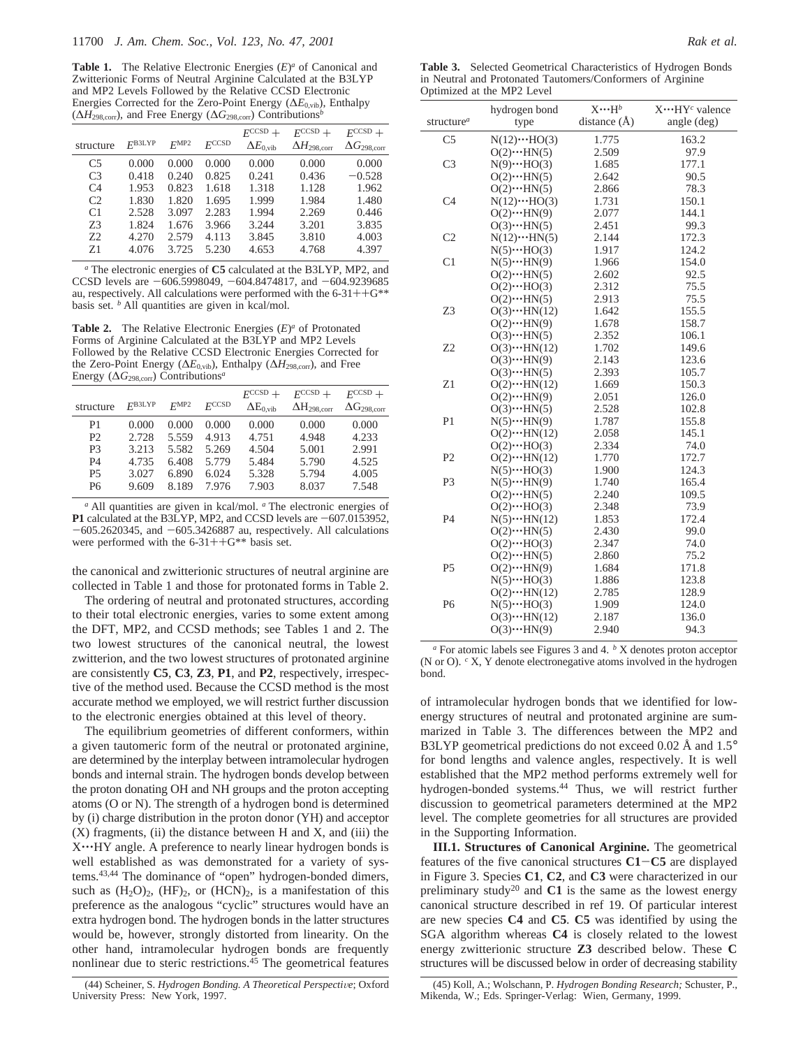**Table 1.** The Relative Electronic Energies $(E)^a$ of Canonical and Zwitterionic Forms of Neutral Arginine Calculated at the B3LYP and MP2 Levels Followed by the Relative CCSD Electronic Energies Corrected for the Zero-Point Energy $(\Delta E_{0,vib})$, Enthalpy $(\Delta H_{298,corr})$, and Free Energy $(\Delta G_{298,corr})$ Contributions[b]

| structure | $E^{B3LYP}$ | $E^{MP2}$ | $E^{CCSD}$ | $E^{CCSD} + \Delta E_{0,vib}$ | $E^{CCSD} + \Delta H_{298,corr}$ | $E^{CCSD} + \Delta G_{298,corr}$ |
|---|---|---|---|---|---|---|
| C5 | 0.000 | 0.000 | 0.000 | 0.000 | 0.000 | 0.000 |
| C3 | 0.418 | 0.240 | 0.825 | 0.241 | 0.436 | −0.528 |
| C4 | 1.953 | 0.823 | 1.618 | 1.318 | 1.128 | 1.962 |
| C2 | 1.830 | 1.820 | 1.695 | 1.999 | 1.984 | 1.480 |
| C1 | 2.528 | 3.097 | 2.283 | 1.994 | 2.269 | 0.446 |
| Z3 | 1.824 | 1.676 | 3.966 | 3.244 | 3.201 | 3.835 |
| Z2 | 4.270 | 2.579 | 4.113 | 3.845 | 3.810 | 4.003 |
| Z1 | 4.076 | 3.725 | 5.230 | 4.653 | 4.768 | 4.397 |

[a] The electronic energies of **C5** calculated at the B3LYP, MP2, and CCSD levels are −606.5998049, −604.8474817, and −604.9239685 au, respectively. All calculations were performed with the 6-31++G** basis set. [b] All quantities are given in kcal/mol.

**Table 2.** The Relative Electronic Energies $(E)^a$ of Protonated Forms of Arginine Calculated at the B3LYP and MP2 Levels Followed by the Relative CCSD Electronic Energies Corrected for the Zero-Point Energy $(\Delta E_{0,vib})$, Enthalpy $(\Delta H_{298,corr})$, and Free Energy $(\Delta G_{298,corr})$ Contributions[a]

| structure | $E^{B3LYP}$ | $E^{MP2}$ | $E^{CCSD}$ | $E^{CCSD} + \Delta E_{0,vib}$ | $E^{CCSD} + \Delta H_{298,corr}$ | $E^{CCSD} + \Delta G_{298,corr}$ |
|---|---|---|---|---|---|---|
| P1 | 0.000 | 0.000 | 0.000 | 0.000 | 0.000 | 0.000 |
| P2 | 2.728 | 5.559 | 4.913 | 4.751 | 4.948 | 4.233 |
| P3 | 3.213 | 5.582 | 5.269 | 4.504 | 5.001 | 2.991 |
| P4 | 4.735 | 6.408 | 5.779 | 5.484 | 5.790 | 4.525 |
| P5 | 3.027 | 6.890 | 6.024 | 5.328 | 5.794 | 4.005 |
| P6 | 9.609 | 8.189 | 7.976 | 7.903 | 8.037 | 7.548 |

[a] All quantities are given in kcal/mol. [a] The electronic energies of **P1** calculated at the B3LYP, MP2, and CCSD levels are −607.0153952, −605.2620345, and −605.3426887 au, respectively. All calculations were performed with the 6-31++G** basis set.

the canonical and zwitterionic structures of neutral arginine are collected in Table 1 and those for protonated forms in Table 2.

The ordering of neutral and protonated structures, according to their total electronic energies, varies to some extent among the DFT, MP2, and CCSD methods; see Tables 1 and 2. The two lowest structures of the canonical neutral, the lowest zwitterion, and the two lowest structures of protonated arginine are consistently **C5**, **C3**, **Z3**, **P1**, and **P2**, respectively, irrespective of the method used. Because the CCSD method is the most accurate method we employed, we will restrict further discussion to the electronic energies obtained at this level of theory.

The equilibrium geometries of different conformers, within a given tautomeric form of the neutral or protonated arginine, are determined by the interplay between intramolecular hydrogen bonds and internal strain. The hydrogen bonds develop between the proton donating OH and NH groups and the proton accepting atoms (O or N). The strength of a hydrogen bond is determined by (i) charge distribution in the proton donor (YH) and acceptor (X) fragments, (ii) the distance between H and X, and (iii) the X···HY angle. A preference to nearly linear hydrogen bonds is well established as was demonstrated for a variety of systems.[43,44] The dominance of "open" hydrogen-bonded dimers, such as $(H_2O)_2$, $(HF)_2$, or $(HCN)_2$, is a manifestation of this preference as the analogous "cyclic" structures would have an extra hydrogen bond. The hydrogen bonds in the latter structures would be, however, strongly distorted from linearity. On the other hand, intramolecular hydrogen bonds are frequently nonlinear due to steric restrictions.[45] The geometrical features

(44) Scheiner, S. *Hydrogen Bonding. A Theoretical Perspective*; Oxford University Press: New York, 1997.

**Table 3.** Selected Geometrical Characteristics of Hydrogen Bonds in Neutral and Protonated Tautomers/Conformers of Arginine Optimized at the MP2 Level

| structure[a] | hydrogen bond type | X···H[b] distance (Å) | X···HY[c] valence angle (deg) |
|---|---|---|---|
| C5 | N(12)···HO(3) | 1.775 | 163.2 |
| | O(2)···HN(5) | 2.509 | 97.9 |
| C3 | N(9)···HO(3) | 1.685 | 177.1 |
| | O(2)···HN(5) | 2.642 | 90.5 |
| | O(2)···HN(5) | 2.866 | 78.3 |
| C4 | N(12)···HO(3) | 1.731 | 150.1 |
| | O(2)···HN(9) | 2.077 | 144.1 |
| | O(3)···HN(5) | 2.451 | 99.3 |
| C2 | N(12)···HN(5) | 2.144 | 172.3 |
| | N(5)···HO(3) | 1.917 | 124.2 |
| C1 | N(5)···HN(9) | 1.966 | 154.0 |
| | O(2)···HN(5) | 2.602 | 92.5 |
| | O(2)···HO(3) | 2.312 | 75.5 |
| | O(2)···HN(5) | 2.913 | 75.5 |
| Z3 | O(3)···HN(12) | 1.642 | 155.5 |
| | O(2)···HN(9) | 1.678 | 158.7 |
| | O(3)···HN(5) | 2.352 | 106.1 |
| Z2 | O(3)···HN(12) | 1.702 | 149.6 |
| | O(3)···HN(9) | 2.143 | 123.6 |
| | O(3)···HN(5) | 2.393 | 105.7 |
| Z1 | O(2)···HN(12) | 1.669 | 150.3 |
| | O(2)···HN(9) | 2.051 | 126.0 |
| | O(3)···HN(5) | 2.528 | 102.8 |
| P1 | N(5)···HN(9) | 1.787 | 155.8 |
| | O(2)···HN(12) | 2.058 | 145.1 |
| | O(2)···HO(3) | 2.334 | 74.0 |
| P2 | O(2)···HN(12) | 1.770 | 172.7 |
| | N(5)···HO(3) | 1.900 | 124.3 |
| P3 | N(5)···HN(9) | 1.740 | 165.4 |
| | O(2)···HN(5) | 2.240 | 109.5 |
| | O(2)···HO(3) | 2.348 | 73.9 |
| P4 | N(5)···HN(12) | 1.853 | 172.4 |
| | O(2)···HN(5) | 2.430 | 99.0 |
| | O(2)···HO(3) | 2.347 | 74.0 |
| | O(2)···HN(5) | 2.860 | 75.2 |
| P5 | O(2)···HN(9) | 1.684 | 171.8 |
| | N(5)···HO(3) | 1.886 | 123.8 |
| | O(2)···HN(12) | 2.785 | 128.9 |
| P6 | N(5)···HO(3) | 1.909 | 124.0 |
| | O(3)···HN(12) | 2.187 | 136.0 |
| | O(3)···HN(9) | 2.940 | 94.3 |

[a] For atomic labels see Figures 3 and 4. [b] X denotes proton acceptor (N or O). [c] X, Y denote electronegative atoms involved in the hydrogen bond.

of intramolecular hydrogen bonds that we identified for low-energy structures of neutral and protonated arginine are summarized in Table 3. The differences between the MP2 and B3LYP geometrical predictions do not exceed 0.02 Å and 1.5° for bond lengths and valence angles, respectively. It is well established that the MP2 method performs extremely well for hydrogen-bonded systems.[44] Thus, we will restrict further discussion to geometrical parameters determined at the MP2 level. The complete geometries for all structures are provided in the Supporting Information.

**III.1. Structures of Canonical Arginine.** The geometrical features of the five canonical structures **C1**−**C5** are displayed in Figure 3. Species **C1**, **C2**, and **C3** were characterized in our preliminary study[20] and **C1** is the same as the lowest energy canonical structure described in ref 19. Of particular interest are new species **C4** and **C5**. **C5** was identified by using the SGA algorithm whereas **C4** is closely related to the lowest energy zwitterionic structure **Z3** described below. These **C** structures will be discussed below in order of decreasing stability

(45) Koll, A.; Wolschann, P. *Hydrogen Bonding Research;* Schuster, P., Mikenda, W.; Eds. Springer-Verlag: Wien, Germany, 1999.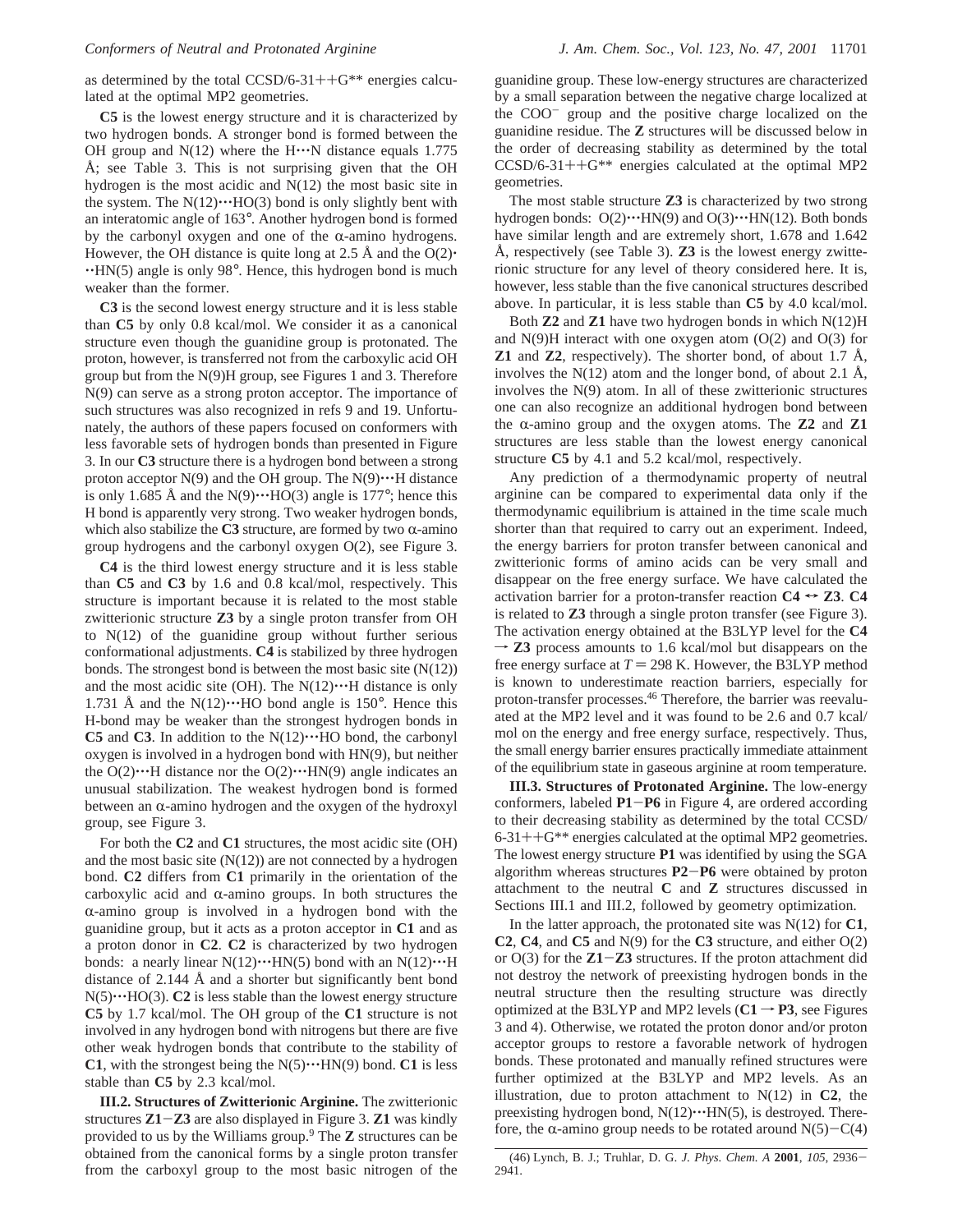as determined by the total CCSD/6-31++G** energies calculated at the optimal MP2 geometries.

**C5** is the lowest energy structure and it is characterized by two hydrogen bonds. A stronger bond is formed between the OH group and N(12) where the H···N distance equals 1.775 Å; see Table 3. This is not surprising given that the OH hydrogen is the most acidic and N(12) the most basic site in the system. The N(12)···HO(3) bond is only slightly bent with an interatomic angle of 163°. Another hydrogen bond is formed by the carbonyl oxygen and one of the α-amino hydrogens. However, the OH distance is quite long at 2.5 Å and the O(2)···HN(5) angle is only 98°. Hence, this hydrogen bond is much weaker than the former.

**C3** is the second lowest energy structure and it is less stable than **C5** by only 0.8 kcal/mol. We consider it as a canonical structure even though the guanidine group is protonated. The proton, however, is transferred not from the carboxylic acid OH group but from the N(9)H group, see Figures 1 and 3. Therefore N(9) can serve as a strong proton acceptor. The importance of such structures was also recognized in refs 9 and 19. Unfortunately, the authors of these papers focused on conformers with less favorable sets of hydrogen bonds than presented in Figure 3. In our **C3** structure there is a hydrogen bond between a strong proton acceptor N(9) and the OH group. The N(9)···H distance is only 1.685 Å and the N(9)···HO(3) angle is 177°; hence this H bond is apparently very strong. Two weaker hydrogen bonds, which also stabilize the **C3** structure, are formed by two α-amino group hydrogens and the carbonyl oxygen O(2), see Figure 3.

**C4** is the third lowest energy structure and it is less stable than **C5** and **C3** by 1.6 and 0.8 kcal/mol, respectively. This structure is important because it is related to the most stable zwitterionic structure **Z3** by a single proton transfer from OH to N(12) of the guanidine group without further serious conformational adjustments. **C4** is stabilized by three hydrogen bonds. The strongest bond is between the most basic site (N(12)) and the most acidic site (OH). The N(12)···H distance is only 1.731 Å and the N(12)···HO bond angle is 150°. Hence this H-bond may be weaker than the strongest hydrogen bonds in **C5** and **C3**. In addition to the N(12)···HO bond, the carbonyl oxygen is involved in a hydrogen bond with HN(9), but neither the O(2)···H distance nor the O(2)···HN(9) angle indicates an unusual stabilization. The weakest hydrogen bond is formed between an α-amino hydrogen and the oxygen of the hydroxyl group, see Figure 3.

For both the **C2** and **C1** structures, the most acidic site (OH) and the most basic site (N(12)) are not connected by a hydrogen bond. **C2** differs from **C1** primarily in the orientation of the carboxylic acid and α-amino groups. In both structures the α-amino group is involved in a hydrogen bond with the guanidine group, but it acts as a proton acceptor in **C1** and as a proton donor in **C2**. **C2** is characterized by two hydrogen bonds: a nearly linear N(12)···HN(5) bond with an N(12)···H distance of 2.144 Å and a shorter but significantly bent bond N(5)···HO(3). **C2** is less stable than the lowest energy structure **C5** by 1.7 kcal/mol. The OH group of the **C1** structure is not involved in any hydrogen bond with nitrogens but there are five other weak hydrogen bonds that contribute to the stability of **C1**, with the strongest being the N(5)···HN(9) bond. **C1** is less stable than **C5** by 2.3 kcal/mol.

**III.2. Structures of Zwitterionic Arginine.** The zwitterionic structures **Z1**−**Z3** are also displayed in Figure 3. **Z1** was kindly provided to us by the Williams group.[9] The **Z** structures can be obtained from the canonical forms by a single proton transfer from the carboxyl group to the most basic nitrogen of the guanidine group. These low-energy structures are characterized by a small separation between the negative charge localized at the $COO^-$ group and the positive charge localized on the guanidine residue. The **Z** structures will be discussed below in the order of decreasing stability as determined by the total CCSD/6-31++G** energies calculated at the optimal MP2 geometries.

The most stable structure **Z3** is characterized by two strong hydrogen bonds: O(2)···HN(9) and O(3)···HN(12). Both bonds have similar length and are extremely short, 1.678 and 1.642 Å, respectively (see Table 3). **Z3** is the lowest energy zwitterionic structure for any level of theory considered here. It is, however, less stable than the five canonical structures described above. In particular, it is less stable than **C5** by 4.0 kcal/mol.

Both **Z2** and **Z1** have two hydrogen bonds in which N(12)H and N(9)H interact with one oxygen atom (O(2) and O(3) for **Z1** and **Z2**, respectively). The shorter bond, of about 1.7 Å, involves the N(12) atom and the longer bond, of about 2.1 Å, involves the N(9) atom. In all of these zwitterionic structures one can also recognize an additional hydrogen bond between the α-amino group and the oxygen atoms. The **Z2** and **Z1** structures are less stable than the lowest energy canonical structure **C5** by 4.1 and 5.2 kcal/mol, respectively.

Any prediction of a thermodynamic property of neutral arginine can be compared to experimental data only if the thermodynamic equilibrium is attained in the time scale much shorter than that required to carry out an experiment. Indeed, the energy barriers for proton transfer between canonical and zwitterionic forms of amino acids can be very small and disappear on the free energy surface. We have calculated the activation barrier for a proton-transfer reaction **C4** ↔ **Z3**. **C4** is related to **Z3** through a single proton transfer (see Figure 3). The activation energy obtained at the B3LYP level for the **C4** → **Z3** process amounts to 1.6 kcal/mol but disappears on the free energy surface at $T = 298$ K. However, the B3LYP method is known to underestimate reaction barriers, especially for proton-transfer processes.[46] Therefore, the barrier was reevaluated at the MP2 level and it was found to be 2.6 and 0.7 kcal/mol on the energy and free energy surface, respectively. Thus, the small energy barrier ensures practically immediate attainment of the equilibrium state in gaseous arginine at room temperature.

**III.3. Structures of Protonated Arginine.** The low-energy conformers, labeled **P1**−**P6** in Figure 4, are ordered according to their decreasing stability as determined by the total CCSD/6-31++G** energies calculated at the optimal MP2 geometries. The lowest energy structure **P1** was identified by using the SGA algorithm whereas structures **P2**−**P6** were obtained by proton attachment to the neutral **C** and **Z** structures discussed in Sections III.1 and III.2, followed by geometry optimization.

In the latter approach, the protonated site was N(12) for **C1**, **C2**, **C4**, and **C5** and N(9) for the **C3** structure, and either O(2) or O(3) for the **Z1**−**Z3** structures. If the proton attachment did not destroy the network of preexisting hydrogen bonds in the neutral structure then the resulting structure was directly optimized at the B3LYP and MP2 levels (**C1** → **P3**, see Figures 3 and 4). Otherwise, we rotated the proton donor and/or proton acceptor groups to restore a favorable network of hydrogen bonds. These protonated and manually refined structures were further optimized at the B3LYP and MP2 levels. As an illustration, due to proton attachment to N(12) in **C2**, the preexisting hydrogen bond, N(12)···HN(5), is destroyed. Therefore, the α-amino group needs to be rotated around N(5)−C(4)

(46) Lynch, B. J.; Truhlar, D. G. *J. Phys. Chem. A* **2001**, *105*, 2936−2941.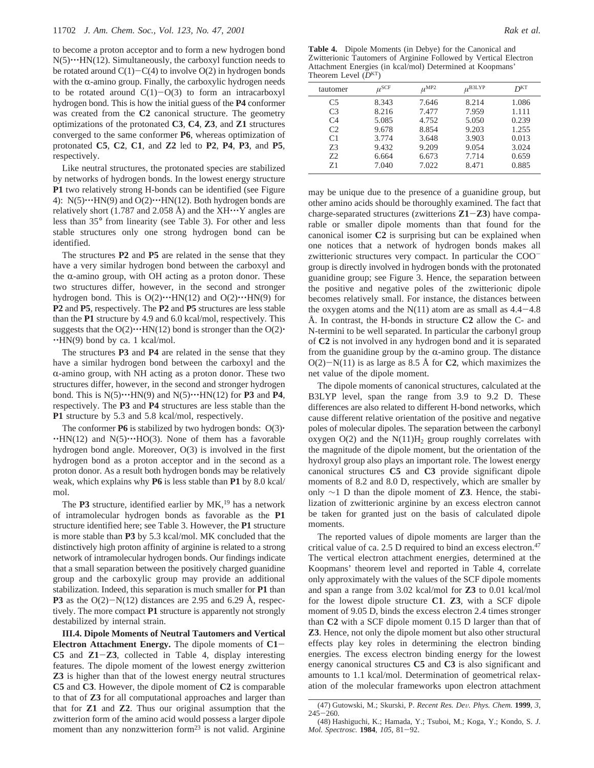to become a proton acceptor and to form a new hydrogen bond N(5)···HN(12). Simultaneously, the carboxyl function needs to be rotated around C(1)−C(4) to involve O(2) in hydrogen bonds with the α-amino group. Finally, the carboxylic hydrogen needs to be rotated around C(1)−O(3) to form an intracarboxyl hydrogen bond. This is how the initial guess of the **P4** conformer was created from the **C2** canonical structure. The geometry optimizations of the protonated **C3**, **C4**, **Z3**, and **Z1** structures converged to the same conformer **P6**, whereas optimization of protonated **C5**, **C2**, **C1**, and **Z2** led to **P2**, **P4**, **P3**, and **P5**, respectively.

Like neutral structures, the protonated species are stabilized by networks of hydrogen bonds. In the lowest energy structure **P1** two relatively strong H-bonds can be identified (see Figure 4): N(5)···HN(9) and O(2)···HN(12). Both hydrogen bonds are relatively short (1.787 and 2.058 Å) and the XH···Y angles are less than 35° from linearity (see Table 3). For other and less stable structures only one strong hydrogen bond can be identified.

The structures **P2** and **P5** are related in the sense that they have a very similar hydrogen bond between the carboxyl and the α-amino group, with OH acting as a proton donor. These two structures differ, however, in the second and stronger hydrogen bond. This is O(2)···HN(12) and O(2)···HN(9) for **P2** and **P5**, respectively. The **P2** and **P5** structures are less stable than the **P1** structure by 4.9 and 6.0 kcal/mol, respectively. This suggests that the O(2)···HN(12) bond is stronger than the O(2)···HN(9) bond by ca. 1 kcal/mol.

The structures **P3** and **P4** are related in the sense that they have a similar hydrogen bond between the carboxyl and the α-amino group, with NH acting as a proton donor. These two structures differ, however, in the second and stronger hydrogen bond. This is N(5)···HN(9) and N(5)···HN(12) for **P3** and **P4**, respectively. The **P3** and **P4** structures are less stable than the **P1** structure by 5.3 and 5.8 kcal/mol, respectively.

The conformer **P6** is stabilized by two hydrogen bonds: O(3)···HN(12) and N(5)···HO(3). None of them has a favorable hydrogen bond angle. Moreover, O(3) is involved in the first hydrogen bond as a proton acceptor and in the second as a proton donor. As a result both hydrogen bonds may be relatively weak, which explains why **P6** is less stable than **P1** by 8.0 kcal/mol.

The **P3** structure, identified earlier by MK,[19] has a network of intramolecular hydrogen bonds as favorable as the **P1** structure identified here; see Table 3. However, the **P1** structure is more stable than **P3** by 5.3 kcal/mol. MK concluded that the distinctively high proton affinity of arginine is related to a strong network of intramolecular hydrogen bonds. Our findings indicate that a small separation between the positively charged guanidine group and the carboxylic group may provide an additional stabilization. Indeed, this separation is much smaller for **P1** than **P3** as the O(2)−N(12) distances are 2.95 and 6.29 Å, respectively. The more compact **P1** structure is apparently not strongly destabilized by internal strain.

**III.4. Dipole Moments of Neutral Tautomers and Vertical Electron Attachment Energy.** The dipole moments of **C1**−**C5** and **Z1**−**Z3**, collected in Table 4, display interesting features. The dipole moment of the lowest energy zwitterion **Z3** is higher than that of the lowest energy neutral structures **C5** and **C3**. However, the dipole moment of **C2** is comparable to that of **Z3** for all computational approaches and larger than that for **Z1** and **Z2**. Thus our original assumption that the zwitterion form of the amino acid would possess a larger dipole moment than any nonzwitterion form[23] is not valid. Arginine may be unique due to the presence of a guanidine group, but other amino acids should be thoroughly examined. The fact that charge-separated structures (zwitterions **Z1**−**Z3**) have comparable or smaller dipole moments than that found for the canonical isomer **C2** is surprising but can be explained when one notices that a network of hydrogen bonds makes all zwitterionic structures very compact. In particular the $COO^-$ group is directly involved in hydrogen bonds with the protonated guanidine group; see Figure 3. Hence, the separation between the positive and negative poles of the zwitterionic dipole becomes relatively small. For instance, the distances between the oxygen atoms and the N(11) atom are as small as 4.4−4.8 Å. In contrast, the H-bonds in structure **C2** allow the C- and N-termini to be well separated. In particular the carbonyl group of **C2** is not involved in any hydrogen bond and it is separated from the guanidine group by the α-amino group. The distance O(2)−N(11) is as large as 8.5 Å for **C2**, which maximizes the net value of the dipole moment.

**Table 4.** Dipole Moments (in Debye) for the Canonical and Zwitterionic Tautomers of Arginine Followed by Vertical Electron Attachment Energies (in kcal/mol) Determined at Koopmans' Theorem Level ($D^{KT}$)

| tautomer | $\mu^{SCF}$ | $\mu^{MP2}$ | $\mu^{B3LYP}$ | $D^{KT}$ |
|---|---|---|---|---|
| C5 | 8.343 | 7.646 | 8.214 | 1.086 |
| C3 | 8.216 | 7.477 | 7.959 | 1.111 |
| C4 | 5.085 | 4.752 | 5.050 | 0.239 |
| C2 | 9.678 | 8.854 | 9.203 | 1.255 |
| C1 | 3.774 | 3.648 | 3.903 | 0.013 |
| Z3 | 9.432 | 9.209 | 9.054 | 3.024 |
| Z2 | 6.664 | 6.673 | 7.714 | 0.659 |
| Z1 | 7.040 | 7.022 | 8.471 | 0.885 |

The dipole moments of canonical structures, calculated at the B3LYP level, span the range from 3.9 to 9.2 D. These differences are also related to different H-bond networks, which cause different relative orientation of the positive and negative poles of molecular dipoles. The separation between the carbonyl oxygen O(2) and the $N(11)H_2$ group roughly correlates with the magnitude of the dipole moment, but the orientation of the hydroxyl group also plays an important role. The lowest energy canonical structures **C5** and **C3** provide significant dipole moments of 8.2 and 8.0 D, respectively, which are smaller by only ~1 D than the dipole moment of **Z3**. Hence, the stabilization of zwitterionic arginine by an excess electron cannot be taken for granted just on the basis of calculated dipole moments.

The reported values of dipole moments are larger than the critical value of ca. 2.5 D required to bind an excess electron.[47] The vertical electron attachment energies, determined at the Koopmans' theorem level and reported in Table 4, correlate only approximately with the values of the SCF dipole moments and span a range from 3.02 kcal/mol for **Z3** to 0.01 kcal/mol for the lowest dipole structure **C1**. **Z3**, with a SCF dipole moment of 9.05 D, binds the excess electron 2.4 times stronger than **C2** with a SCF dipole moment 0.15 D larger than that of **Z3**. Hence, not only the dipole moment but also other structural effects play key roles in determining the electron binding energies. The excess electron binding energy for the lowest energy canonical structures **C5** and **C3** is also significant and amounts to 1.1 kcal/mol. Determination of geometrical relaxation of the molecular frameworks upon electron attachment

(47) Gutowski, M.; Skurski, P. *Recent Res. Dev. Phys. Chem.* **1999**, *3*, 245−260.

(48) Hashiguchi, K.; Hamada, Y.; Tsuboi, M.; Koga, Y.; Kondo, S. *J. Mol. Spectrosc.* **1984**, *105*, 81−92.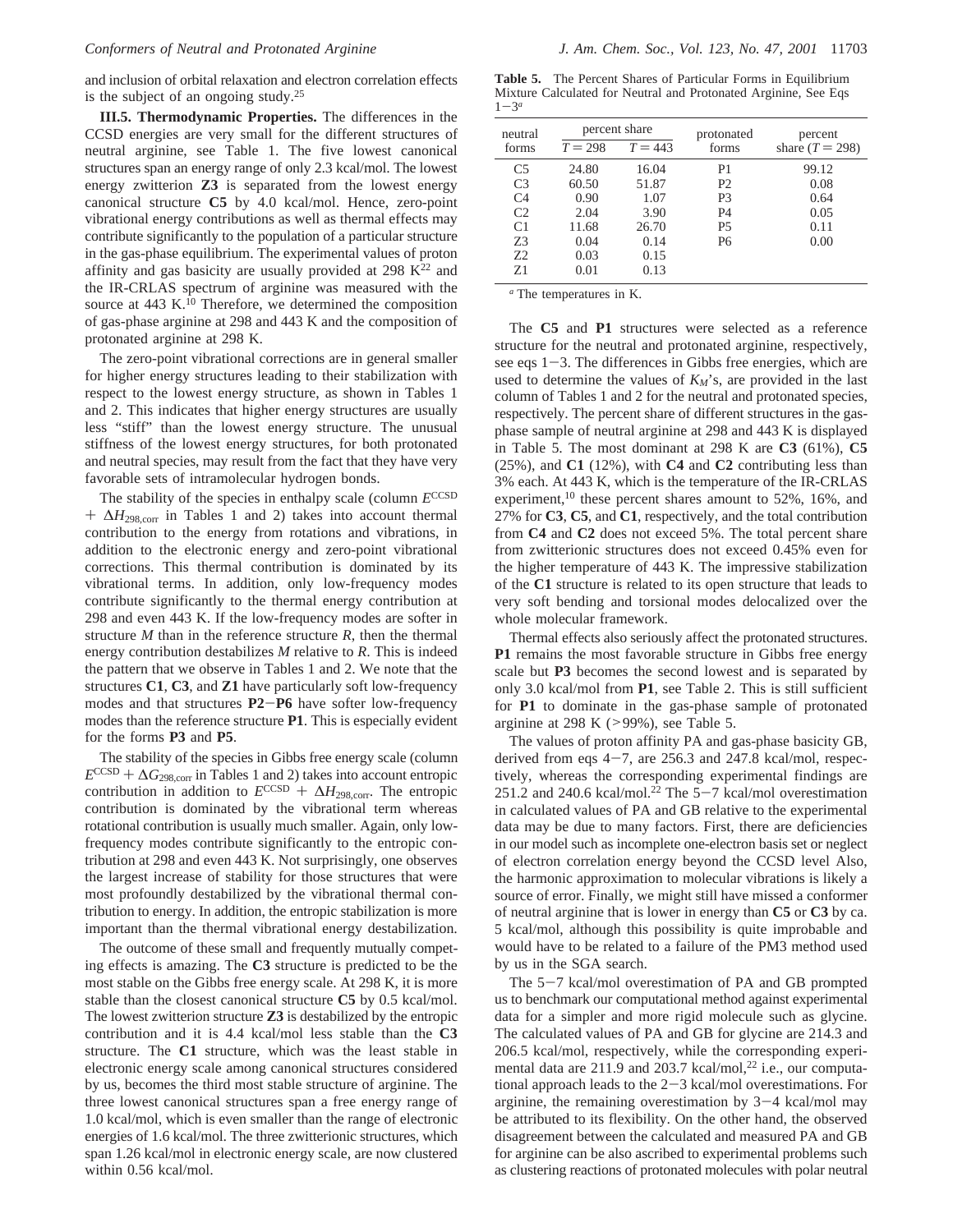and inclusion of orbital relaxation and electron correlation effects is the subject of an ongoing study.[25]

**III.5. Thermodynamic Properties.** The differences in the CCSD energies are very small for the different structures of neutral arginine, see Table 1. The five lowest canonical structures span an energy range of only 2.3 kcal/mol. The lowest energy zwitterion **Z3** is separated from the lowest energy canonical structure **C5** by 4.0 kcal/mol. Hence, zero-point vibrational energy contributions as well as thermal effects may contribute significantly to the population of a particular structure in the gas-phase equilibrium. The experimental values of proton affinity and gas basicity are usually provided at 298 K[22] and the IR-CRLAS spectrum of arginine was measured with the source at 443 K.[10] Therefore, we determined the composition of gas-phase arginine at 298 and 443 K and the composition of protonated arginine at 298 K.

The zero-point vibrational corrections are in general smaller for higher energy structures leading to their stabilization with respect to the lowest energy structure, as shown in Tables 1 and 2. This indicates that higher energy structures are usually less "stiff" than the lowest energy structure. The unusual stiffness of the lowest energy structures, for both protonated and neutral species, may result from the fact that they have very favorable sets of intramolecular hydrogen bonds.

The stability of the species in enthalpy scale (column $E^{CCSD} + \Delta H_{298,corr}$ in Tables 1 and 2) takes into account thermal contribution to the energy from rotations and vibrations, in addition to the electronic energy and zero-point vibrational corrections. This thermal contribution is dominated by its vibrational terms. In addition, only low-frequency modes contribute significantly to the thermal energy contribution at 298 and even 443 K. If the low-frequency modes are softer in structure $M$ than in the reference structure $R$, then the thermal energy contribution destabilizes $M$ relative to $R$. This is indeed the pattern that we observe in Tables 1 and 2. We note that the structures **C1**, **C3**, and **Z1** have particularly soft low-frequency modes and that structures **P2**–**P6** have softer low-frequency modes than the reference structure **P1**. This is especially evident for the forms **P3** and **P5**.

The stability of the species in Gibbs free energy scale (column $E^{CCSD} + \Delta G_{298,corr}$ in Tables 1 and 2) takes into account entropic contribution in addition to $E^{CCSD} + \Delta H_{298,corr}$. The entropic contribution is dominated by the vibrational term whereas rotational contribution is usually much smaller. Again, only low-frequency modes contribute significantly to the entropic contribution at 298 and even 443 K. Not surprisingly, one observes the largest increase of stability for those structures that were most profoundly destabilized by the vibrational thermal contribution to energy. In addition, the entropic stabilization is more important than the thermal vibrational energy destabilization.

The outcome of these small and frequently mutually competing effects is amazing. The **C3** structure is predicted to be the most stable on the Gibbs free energy scale. At 298 K, it is more stable than the closest canonical structure **C5** by 0.5 kcal/mol. The lowest zwitterion structure **Z3** is destabilized by the entropic contribution and it is 4.4 kcal/mol less stable than the **C3** structure. The **C1** structure, which was the least stable in electronic energy scale among canonical structures considered by us, becomes the third most stable structure of arginine. The three lowest canonical structures span a free energy range of 1.0 kcal/mol, which is even smaller than the range of electronic energies of 1.6 kcal/mol. The three zwitterionic structures, which span 1.26 kcal/mol in electronic energy scale, are now clustered within 0.56 kcal/mol.

**Table 5.** The Percent Shares of Particular Forms in Equilibrium Mixture Calculated for Neutral and Protonated Arginine, See Eqs 1–3[a]

| neutral forms | percent share $T = 298$ | percent share $T = 443$ | protonated forms | percent share ($T = 298$) |
|---|---|---|---|---|
| C5 | 24.80 | 16.04 | P1 | 99.12 |
| C3 | 60.50 | 51.87 | P2 | 0.08 |
| C4 | 0.90 | 1.07 | P3 | 0.64 |
| C2 | 2.04 | 3.90 | P4 | 0.05 |
| C1 | 11.68 | 26.70 | P5 | 0.11 |
| Z3 | 0.04 | 0.14 | P6 | 0.00 |
| Z2 | 0.03 | 0.15 | | |
| Z1 | 0.01 | 0.13 | | |

[a] The temperatures in K.

The **C5** and **P1** structures were selected as a reference structure for the neutral and protonated arginine, respectively, see eqs 1–3. The differences in Gibbs free energies, which are used to determine the values of $K_M$'s, are provided in the last column of Tables 1 and 2 for the neutral and protonated species, respectively. The percent share of different structures in the gas-phase sample of neutral arginine at 298 and 443 K is displayed in Table 5. The most dominant at 298 K are **C3** (61%), **C5** (25%), and **C1** (12%), with **C4** and **C2** contributing less than 3% each. At 443 K, which is the temperature of the IR-CRLAS experiment,[10] these percent shares amount to 52%, 16%, and 27% for **C3**, **C5**, and **C1**, respectively, and the total contribution from **C4** and **C2** does not exceed 5%. The total percent share from zwitterionic structures does not exceed 0.45% even for the higher temperature of 443 K. The impressive stabilization of the **C1** structure is related to its open structure that leads to very soft bending and torsional modes delocalized over the whole molecular framework.

Thermal effects also seriously affect the protonated structures. **P1** remains the most favorable structure in Gibbs free energy scale but **P3** becomes the second lowest and is separated by only 3.0 kcal/mol from **P1**, see Table 2. This is still sufficient for **P1** to dominate in the gas-phase sample of protonated arginine at 298 K (>99%), see Table 5.

The values of proton affinity PA and gas-phase basicity GB, derived from eqs 4–7, are 256.3 and 247.8 kcal/mol, respectively, whereas the corresponding experimental findings are 251.2 and 240.6 kcal/mol.[22] The 5–7 kcal/mol overestimation in calculated values of PA and GB relative to the experimental data may be due to many factors. First, there are deficiencies in our model such as incomplete one-electron basis set or neglect of electron correlation energy beyond the CCSD level Also, the harmonic approximation to molecular vibrations is likely a source of error. Finally, we might still have missed a conformer of neutral arginine that is lower in energy than **C5** or **C3** by ca. 5 kcal/mol, although this possibility is quite improbable and would have to be related to a failure of the PM3 method used by us in the SGA search.

The 5–7 kcal/mol overestimation of PA and GB prompted us to benchmark our computational method against experimental data for a simpler and more rigid molecule such as glycine. The calculated values of PA and GB for glycine are 214.3 and 206.5 kcal/mol, respectively, while the corresponding experimental data are 211.9 and 203.7 kcal/mol,[22] i.e., our computational approach leads to the 2–3 kcal/mol overestimations. For arginine, the remaining overestimation by 3–4 kcal/mol may be attributed to its flexibility. On the other hand, the observed disagreement between the calculated and measured PA and GB for arginine can be also ascribed to experimental problems such as clustering reactions of protonated molecules with polar neutral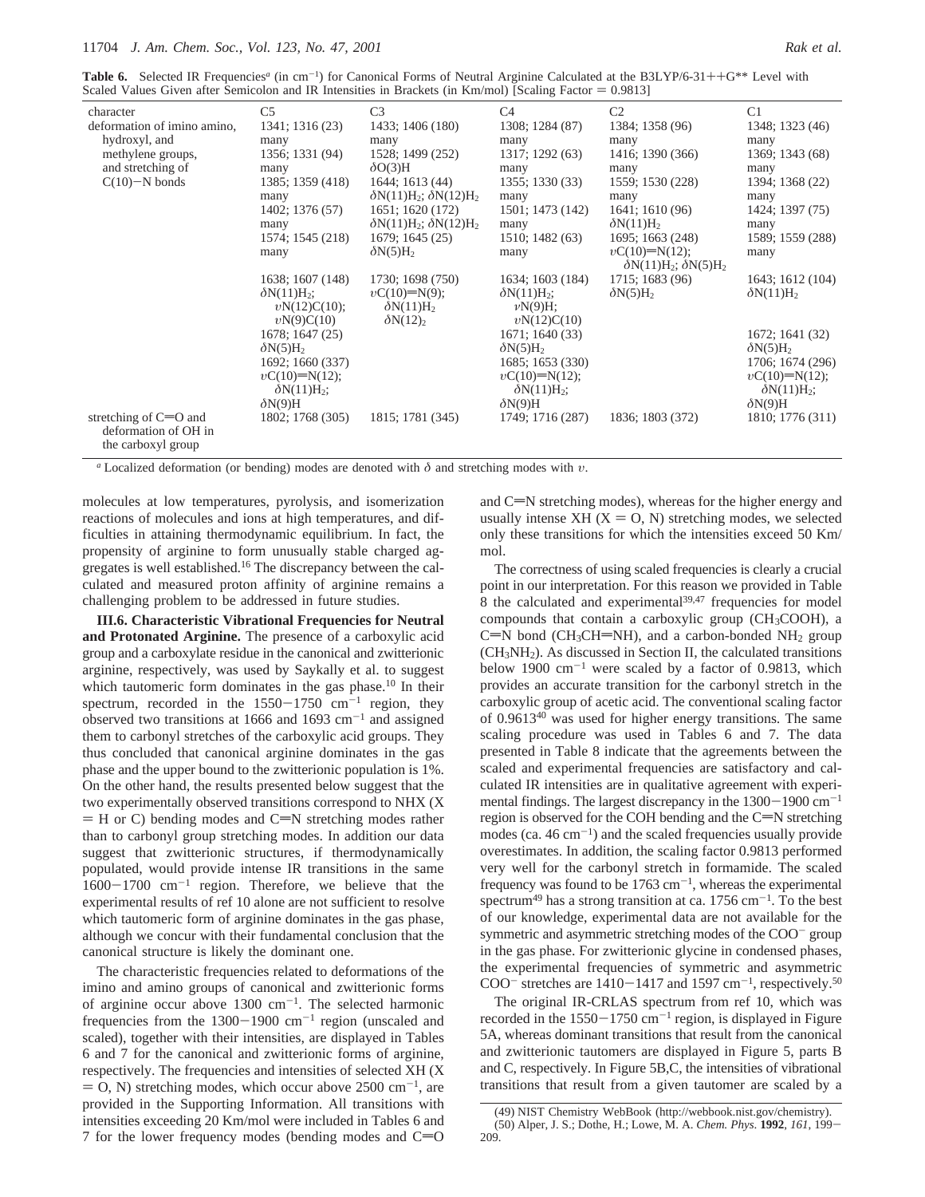**Table 6.** Selected IR Frequencies[a] (in $cm^{-1}$) for Canonical Forms of Neutral Arginine Calculated at the B3LYP/6-31++G** Level with Scaled Values Given after Semicolon and IR Intensities in Brackets (in Km/mol) [Scaling Factor = 0.9813]

| character | C5 | C3 | C4 | C2 | C1 |
|---|---|---|---|---|---|
| deformation of imino amino, hydroxyl, and methylene groups, and stretching of C(10)−N bonds | 1341; 1316 (23) many | 1433; 1406 (180) many | 1308; 1284 (87) many | 1384; 1358 (96) many | 1348; 1323 (46) many |
| | 1356; 1331 (94) many | 1528; 1499 (252) $\delta$O(3)H | 1317; 1292 (63) many | 1416; 1390 (366) many | 1369; 1343 (68) many |
| | 1385; 1359 (418) many | 1644; 1613 (44) $\delta N(11)H_2$; $\delta N(12)H_2$ | 1355; 1330 (33) many | 1559; 1530 (228) many | 1394; 1368 (22) many |
| | 1402; 1376 (57) many | 1651; 1620 (172) $\delta N(11)H_2$; $\delta N(12)H_2$ | 1501; 1473 (142) many | 1641; 1610 (96) $\delta N(11)H_2$ | 1424; 1397 (75) many |
| | 1574; 1545 (218) many | 1679; 1645 (25) $\delta N(5)H_2$ | 1510; 1482 (63) many | 1695; 1663 (248) $\upsilon$C(10)=N(12); $\delta N(11)H_2$; $\delta N(5)H_2$ | 1589; 1559 (288) many |
| | 1638; 1607 (148) $\delta N(11)H_2$; $\upsilon$N(12)C(10); $\upsilon$N(9)C(10) | 1730; 1698 (750) $\upsilon$C(10)=N(9); $\delta N(11)H_2$ $\delta N(12)_2$ | 1634; 1603 (184) $\delta N(11)H_2$; $\nu$N(9)H; $\upsilon$N(12)C(10) | 1715; 1683 (96) $\delta N(5)H_2$ | 1643; 1612 (104) $\delta N(11)H_2$ |
| | 1678; 1647 (25) $\delta N(5)H_2$ | | 1671; 1640 (33) $\delta N(5)H_2$ | | 1672; 1641 (32) $\delta N(5)H_2$ |
| | 1692; 1660 (337) $\upsilon$C(10)=N(12); $\delta N(11)H_2$; $\delta$N(9)H | | 1685; 1653 (330) $\upsilon$C(10)=N(12); $\delta N(11)H_2$; $\delta$N(9)H | | 1706; 1674 (296) $\upsilon$C(10)=N(12); $\delta N(11)H_2$; $\delta$N(9)H |
| stretching of C=O and deformation of OH in the carboxyl group | 1802; 1768 (305) | 1815; 1781 (345) | 1749; 1716 (287) | 1836; 1803 (372) | 1810; 1776 (311) |

[a] Localized deformation (or bending) modes are denoted with $\delta$ and stretching modes with $\upsilon$.

molecules at low temperatures, pyrolysis, and isomerization reactions of molecules and ions at high temperatures, and difficulties in attaining thermodynamic equilibrium. In fact, the propensity of arginine to form unusually stable charged aggregates is well established.[16] The discrepancy between the calculated and measured proton affinity of arginine remains a challenging problem to be addressed in future studies.

**III.6. Characteristic Vibrational Frequencies for Neutral and Protonated Arginine.** The presence of a carboxylic acid group and a carboxylate residue in the canonical and zwitterionic arginine, respectively, was used by Saykally et al. to suggest which tautomeric form dominates in the gas phase.[10] In their spectrum, recorded in the 1550−1750 $cm^{-1}$ region, they observed two transitions at 1666 and 1693 $cm^{-1}$ and assigned them to carbonyl stretches of the carboxylic acid groups. They thus concluded that canonical arginine dominates in the gas phase and the upper bound to the zwitterionic population is 1%. On the other hand, the results presented below suggest that the two experimentally observed transitions correspond to NHX (X = H or C) bending modes and C=N stretching modes rather than to carbonyl group stretching modes. In addition our data suggest that zwitterionic structures, if thermodynamically populated, would provide intense IR transitions in the same 1600−1700 $cm^{-1}$ region. Therefore, we believe that the experimental results of ref 10 alone are not sufficient to resolve which tautomeric form of arginine dominates in the gas phase, although we concur with their fundamental conclusion that the canonical structure is likely the dominant one.

The characteristic frequencies related to deformations of the imino and amino groups of canonical and zwitterionic forms of arginine occur above 1300 $cm^{-1}$. The selected harmonic frequencies from the 1300−1900 $cm^{-1}$ region (unscaled and scaled), together with their intensities, are displayed in Tables 6 and 7 for the canonical and zwitterionic forms of arginine, respectively. The frequencies and intensities of selected XH (X = O, N) stretching modes, which occur above 2500 $cm^{-1}$, are provided in the Supporting Information. All transitions with intensities exceeding 20 Km/mol were included in Tables 6 and 7 for the lower frequency modes (bending modes and C=O and C=N stretching modes), whereas for the higher energy and usually intense XH (X = O, N) stretching modes, we selected only these transitions for which the intensities exceed 50 Km/mol.

The correctness of using scaled frequencies is clearly a crucial point in our interpretation. For this reason we provided in Table 8 the calculated and experimental[39,47] frequencies for model compounds that contain a carboxylic group ($CH_3COOH$), a C=N bond ($CH_3CH{=}NH$), and a carbon-bonded $NH_2$ group ($CH_3NH_2$). As discussed in Section II, the calculated transitions below 1900 $cm^{-1}$ were scaled by a factor of 0.9813, which provides an accurate transition for the carbonyl stretch in the carboxylic group of acetic acid. The conventional scaling factor of 0.9613[40] was used for higher energy transitions. The same scaling procedure was used in Tables 6 and 7. The data presented in Table 8 indicate that the agreements between the scaled and experimental frequencies are satisfactory and calculated IR intensities are in qualitative agreement with experimental findings. The largest discrepancy in the 1300−1900 $cm^{-1}$ region is observed for the COH bending and the C=N stretching modes (ca. 46 $cm^{-1}$) and the scaled frequencies usually provide overestimates. In addition, the scaling factor 0.9813 performed very well for the carbonyl stretch in formamide. The scaled frequency was found to be 1763 $cm^{-1}$, whereas the experimental spectrum[49] has a strong transition at ca. 1756 $cm^{-1}$. To the best of our knowledge, experimental data are not available for the symmetric and asymmetric stretching modes of the $COO^-$ group in the gas phase. For zwitterionic glycine in condensed phases, the experimental frequencies of symmetric and asymmetric $COO^-$ stretches are 1410−1417 and 1597 $cm^{-1}$, respectively.[50]

The original IR-CRLAS spectrum from ref 10, which was recorded in the 1550−1750 $cm^{-1}$ region, is displayed in Figure 5A, whereas dominant transitions that result from the canonical and zwitterionic tautomers are displayed in Figure 5, parts B and C, respectively. In Figure 5B,C, the intensities of vibrational transitions that result from a given tautomer are scaled by a

(49) NIST Chemistry WebBook (http://webbook.nist.gov/chemistry).
(50) Alper, J. S.; Dothe, H.; Lowe, M. A. *Chem. Phys.* **1992**, *161*, 199−209.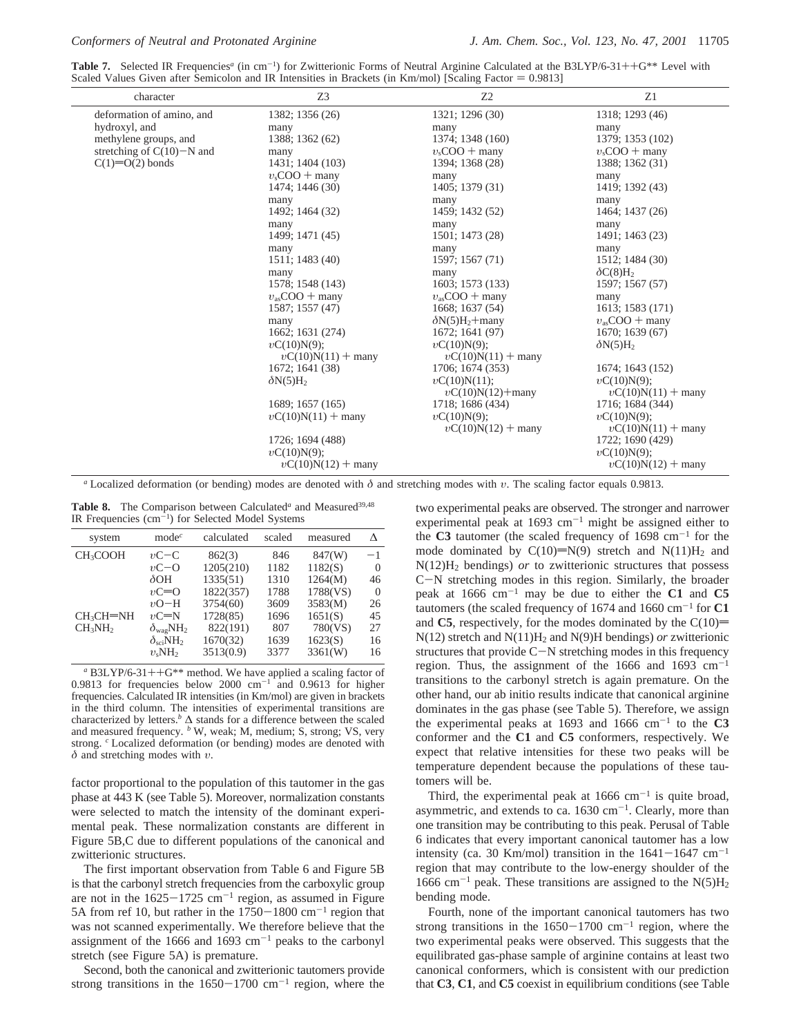**Table 7.** Selected IR Frequencies[a] (in $cm^{-1}$) for Zwitterionic Forms of Neutral Arginine Calculated at the B3LYP/6-31++G** Level with Scaled Values Given after Semicolon and IR Intensities in Brackets (in Km/mol) [Scaling Factor = 0.9813]

| character | Z3 | Z2 | Z1 |
|---|---|---|---|
| deformation of amino, and hydroxyl, and methylene groups, and stretching of C(10)−N and C(1)═O(2) bonds | 1382; 1356 (26) | 1321; 1296 (30) | 1318; 1293 (46) |
| | many | many | many |
| | 1388; 1362 (62) | 1374; 1348 (160) | 1379; 1353 (102) |
| | many | $\upsilon_s$COO + many | $\upsilon_s$COO + many |
| | 1431; 1404 (103) | 1394; 1368 (28) | 1388; 1362 (31) |
| | $\upsilon_s$COO + many | many | many |
| | 1474; 1446 (30) | 1405; 1379 (31) | 1419; 1392 (43) |
| | many | many | many |
| | 1492; 1464 (32) | 1459; 1432 (52) | 1464; 1437 (26) |
| | many | many | many |
| | 1499; 1471 (45) | 1501; 1473 (28) | 1491; 1463 (23) |
| | many | many | many |
| | 1511; 1483 (40) | 1597; 1567 (71) | 1512; 1484 (30) |
| | many | many | $\delta C(8)H_2$ |
| | 1578; 1548 (143) | 1603; 1573 (133) | 1597; 1567 (57) |
| | $\upsilon_{as}$COO + many | $\upsilon_{as}$COO + many | many |
| | 1587; 1557 (47) | 1668; 1637 (54) | 1613; 1583 (171) |
| | many | $\delta N(5)H_2$+many | $\upsilon_{as}$COO + many |
| | 1662; 1631 (274) | 1672; 1641 (97) | 1670; 1639 (67) |
| | $\upsilon$C(10)N(9); $\upsilon$C(10)N(11) + many | $\upsilon$C(10)N(9); $\upsilon$C(10)N(11) + many | $\delta N(5)H_2$ |
| | 1672; 1641 (38) | 1706; 1674 (353) | 1674; 1643 (152) |
| | $\delta N(5)H_2$ | $\upsilon$C(10)N(11); $\upsilon$C(10)N(12)+many | $\upsilon$C(10)N(9); $\upsilon$C(10)N(11) + many |
| | 1689; 1657 (165) | 1718; 1686 (434) | 1716; 1684 (344) |
| | $\upsilon$C(10)N(11) + many | $\upsilon$C(10)N(9); $\upsilon$C(10)N(12) + many | $\upsilon$C(10)N(9); $\upsilon$C(10)N(11) + many |
| | 1726; 1694 (488) | | 1722; 1690 (429) |
| | $\upsilon$C(10)N(9); $\upsilon$C(10)N(12) + many | | $\upsilon$C(10)N(9); $\upsilon$C(10)N(12) + many |

[a] Localized deformation (or bending) modes are denoted with $\delta$ and stretching modes with $\upsilon$. The scaling factor equals 0.9813.

**Table 8.** The Comparison between Calculated[a] and Measured[39,48] IR Frequencies ($cm^{-1}$) for Selected Model Systems

| system | mode[c] | calculated | scaled | measured | Δ |
|---|---|---|---|---|---|
| $CH_3COOH$ | $\upsilon$C−C | 862(3) | 846 | 847(W) | −1 |
| | $\upsilon$C−O | 1205(210) | 1182 | 1182(S) | 0 |
| | $\delta$OH | 1335(51) | 1310 | 1264(M) | 46 |
| | $\upsilon$C═O | 1822(357) | 1788 | 1788(VS) | 0 |
| | $\upsilon$O−H | 3754(60) | 3609 | 3583(M) | 26 |
| $CH_3CH$═NH | $\upsilon$C═N | 1728(85) | 1696 | 1651(S) | 45 |
| $CH_3NH_2$ | $\delta_{wag}NH_2$ | 822(191) | 807 | 780(VS) | 27 |
| | $\delta_{sci}NH_2$ | 1670(32) | 1639 | 1623(S) | 16 |
| | $\upsilon_sNH_2$ | 3513(0.9) | 3377 | 3361(W) | 16 |

[a] B3LYP/6-31++G** method. We have applied a scaling factor of 0.9813 for frequencies below 2000 $cm^{-1}$ and 0.9613 for higher frequencies. Calculated IR intensities (in Km/mol) are given in brackets in the third column. The intensities of experimental transitions are characterized by letters.[b] Δ stands for a difference between the scaled and measured frequency. [b] W, weak; M, medium; S, strong; VS, very strong. [c] Localized deformation (or bending) modes are denoted with $\delta$ and stretching modes with $\upsilon$.

factor proportional to the population of this tautomer in the gas phase at 443 K (see Table 5). Moreover, normalization constants were selected to match the intensity of the dominant experimental peak. These normalization constants are different in Figure 5B,C due to different populations of the canonical and zwitterionic structures.

The first important observation from Table 6 and Figure 5B is that the carbonyl stretch frequencies from the carboxylic group are not in the 1625−1725 $cm^{-1}$ region, as assumed in Figure 5A from ref 10, but rather in the 1750−1800 $cm^{-1}$ region that was not scanned experimentally. We therefore believe that the assignment of the 1666 and 1693 $cm^{-1}$ peaks to the carbonyl stretch (see Figure 5A) is premature.

Second, both the canonical and zwitterionic tautomers provide strong transitions in the 1650−1700 $cm^{-1}$ region, where the two experimental peaks are observed. The stronger and narrower experimental peak at 1693 $cm^{-1}$ might be assigned either to the **C3** tautomer (the scaled frequency of 1698 $cm^{-1}$ for the mode dominated by C(10)═N(9) stretch and $N(11)H_2$ and $N(12)H_2$ bendings) *or* to zwitterionic structures that possess C−N stretching modes in this region. Similarly, the broader peak at 1666 $cm^{-1}$ may be due to either the **C1** and **C5** tautomers (the scaled frequency of 1674 and 1660 $cm^{-1}$ for **C1** and **C5**, respectively, for the modes dominated by the C(10)═N(12) stretch and $N(11)H_2$ and N(9)H bendings) *or* zwitterionic structures that provide C−N stretching modes in this frequency region. Thus, the assignment of the 1666 and 1693 $cm^{-1}$ transitions to the carbonyl stretch is again premature. On the other hand, our ab initio results indicate that canonical arginine dominates in the gas phase (see Table 5). Therefore, we assign the experimental peaks at 1693 and 1666 $cm^{-1}$ to the **C3** conformer and the **C1** and **C5** conformers, respectively. We expect that relative intensities for these two peaks will be temperature dependent because the populations of these tautomers will be.

Third, the experimental peak at 1666 $cm^{-1}$ is quite broad, asymmetric, and extends to ca. 1630 $cm^{-1}$. Clearly, more than one transition may be contributing to this peak. Perusal of Table 6 indicates that every important canonical tautomer has a low intensity (ca. 30 Km/mol) transition in the 1641−1647 $cm^{-1}$ region that may contribute to the low-energy shoulder of the 1666 $cm^{-1}$ peak. These transitions are assigned to the $N(5)H_2$ bending mode.

Fourth, none of the important canonical tautomers has two strong transitions in the 1650−1700 $cm^{-1}$ region, where the two experimental peaks were observed. This suggests that the equilibrated gas-phase sample of arginine contains at least two canonical conformers, which is consistent with our prediction that **C3**, **C1**, and **C5** coexist in equilibrium conditions (see Table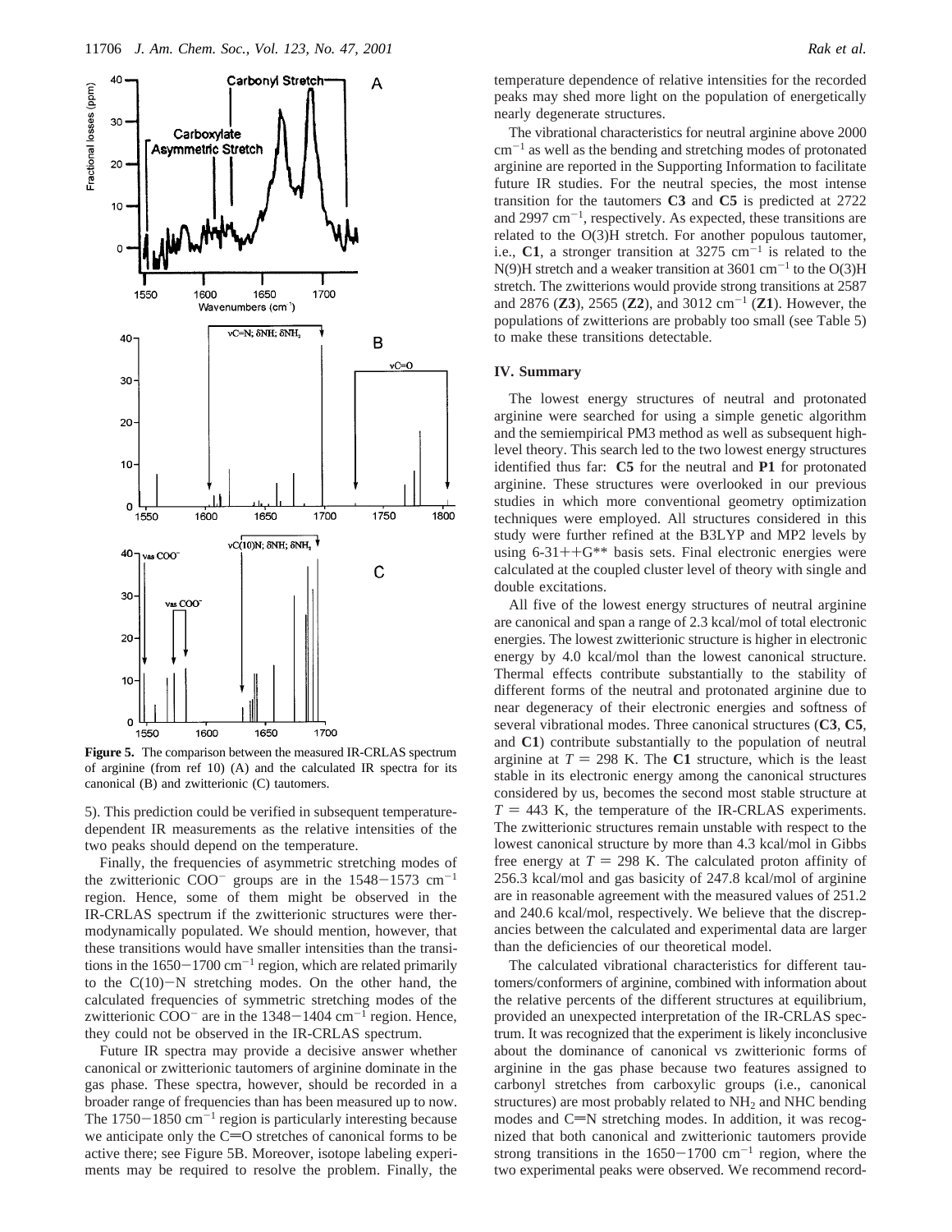Figure 5. The comparison between the measured IR-CRLAS spectrum of arginine (from ref 10) (A) and the calculated IR spectra for its canonical (B) and zwitterionic (C) tautomers.

5). This prediction could be verified in subsequent temperature-dependent IR measurements as the relative intensities of the two peaks should depend on the temperature.

Finally, the frequencies of asymmetric stretching modes of the zwitterionic $COO^-$ groups are in the 1548–1573 $cm^{-1}$ region. Hence, some of them might be observed in the IR-CRLAS spectrum if the zwitterionic structures were thermodynamically populated. We should mention, however, that these transitions would have smaller intensities than the transitions in the 1650–1700 $cm^{-1}$ region, which are related primarily to the C(10)–N stretching modes. On the other hand, the calculated frequencies of symmetric stretching modes of the zwitterionic $COO^-$ are in the 1348–1404 $cm^{-1}$ region. Hence, they could not be observed in the IR-CRLAS spectrum.

Future IR spectra may provide a decisive answer whether canonical or zwitterionic tautomers of arginine dominate in the gas phase. These spectra, however, should be recorded in a broader range of frequencies than has been measured up to now. The 1750–1850 $cm^{-1}$ region is particularly interesting because we anticipate only the C=O stretches of canonical forms to be active there; see Figure 5B. Moreover, isotope labeling experiments may be required to resolve the problem. Finally, the temperature dependence of relative intensities for the recorded peaks may shed more light on the population of energetically nearly degenerate structures.

The vibrational characteristics for neutral arginine above 2000 $cm^{-1}$ as well as the bending and stretching modes of protonated arginine are reported in the Supporting Information to facilitate future IR studies. For the neutral species, the most intense transition for the tautomers **C3** and **C5** is predicted at 2722 and 2997 $cm^{-1}$, respectively. As expected, these transitions are related to the O(3)H stretch. For another populous tautomer, i.e., **C1**, a stronger transition at 3275 $cm^{-1}$ is related to the N(9)H stretch and a weaker transition at 3601 $cm^{-1}$ to the O(3)H stretch. The zwitterions would provide strong transitions at 2587 and 2876 (**Z3**), 2565 (**Z2**), and 3012 $cm^{-1}$ (**Z1**). However, the populations of zwitterions are probably too small (see Table 5) to make these transitions detectable.

## IV. Summary

The lowest energy structures of neutral and protonated arginine were searched for using a simple genetic algorithm and the semiempirical PM3 method as well as subsequent high-level theory. This search led to the two lowest energy structures identified thus far: **C5** for the neutral and **P1** for protonated arginine. These structures were overlooked in our previous studies in which more conventional geometry optimization techniques were employed. All structures considered in this study were further refined at the B3LYP and MP2 levels by using 6-31++G** basis sets. Final electronic energies were calculated at the coupled cluster level of theory with single and double excitations.

All five of the lowest energy structures of neutral arginine are canonical and span a range of 2.3 kcal/mol of total electronic energies. The lowest zwitterionic structure is higher in electronic energy by 4.0 kcal/mol than the lowest canonical structure. Thermal effects contribute substantially to the stability of different forms of the neutral and protonated arginine due to near degeneracy of their electronic energies and softness of several vibrational modes. Three canonical structures (**C3**, **C5**, and **C1**) contribute substantially to the population of neutral arginine at $T = 298$ K. The **C1** structure, which is the least stable in its electronic energy among the canonical structures considered by us, becomes the second most stable structure at $T = 443$ K, the temperature of the IR-CRLAS experiments. The zwitterionic structures remain unstable with respect to the lowest canonical structure by more than 4.3 kcal/mol in Gibbs free energy at $T = 298$ K. The calculated proton affinity of 256.3 kcal/mol and gas basicity of 247.8 kcal/mol of arginine are in reasonable agreement with the measured values of 251.2 and 240.6 kcal/mol, respectively. We believe that the discrepancies between the calculated and experimental data are larger than the deficiencies of our theoretical model.

The calculated vibrational characteristics for different tautomers/conformers of arginine, combined with information about the relative percents of the different structures at equilibrium, provided an unexpected interpretation of the IR-CRLAS spectrum. It was recognized that the experiment is likely inconclusive about the dominance of canonical vs zwitterionic forms of arginine in the gas phase because two features assigned to carbonyl stretches from carboxylic groups (i.e., canonical structures) are most probably related to $NH_2$ and NHC bending modes and C=N stretching modes. In addition, it was recognized that both canonical and zwitterionic tautomers provide strong transitions in the 1650–1700 $cm^{-1}$ region, where the two experimental peaks were observed. We recommend record-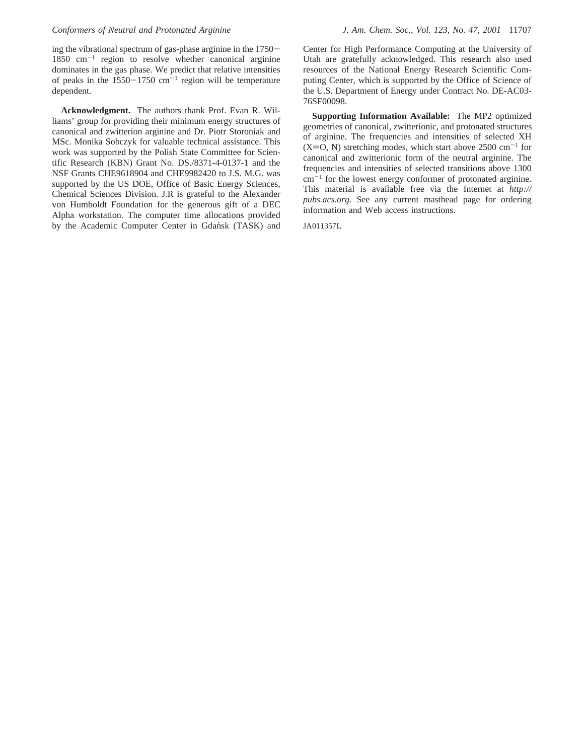ing the vibrational spectrum of gas-phase arginine in the 1750−1850 cm$^{-1}$ region to resolve whether canonical arginine dominates in the gas phase. We predict that relative intensities of peaks in the 1550−1750 cm$^{-1}$ region will be temperature dependent.

**Acknowledgment.** The authors thank Prof. Evan R. Williams' group for providing their minimum energy structures of canonical and zwitterion arginine and Dr. Piotr Storoniak and MSc. Monika Sobczyk for valuable technical assistance. This work was supported by the Polish State Committee for Scientific Research (KBN) Grant No. DS./8371-4-0137-1 and the NSF Grants CHE9618904 and CHE9982420 to J.S. M.G. was supported by the US DOE, Office of Basic Energy Sciences, Chemical Sciences Division. J.R is grateful to the Alexander von Humboldt Foundation for the generous gift of a DEC Alpha workstation. The computer time allocations provided by the Academic Computer Center in Gdańsk (TASK) and Center for High Performance Computing at the University of Utah are gratefully acknowledged. This research also used resources of the National Energy Research Scientific Computing Center, which is supported by the Office of Science of the U.S. Department of Energy under Contract No. DE-AC03-76SF00098.

**Supporting Information Available:** The MP2 optimized geometries of canonical, zwitterionic, and protonated structures of arginine. The frequencies and intensities of selected XH (X=O, N) stretching modes, which start above 2500 cm$^{-1}$ for canonical and zwitterionic form of the neutral arginine. The frequencies and intensities of selected transitions above 1300 cm$^{-1}$ for the lowest energy conformer of protonated arginine. This material is available free via the Internet at *http://pubs.acs.org*. See any current masthead page for ordering information and Web access instructions.

JA011357L